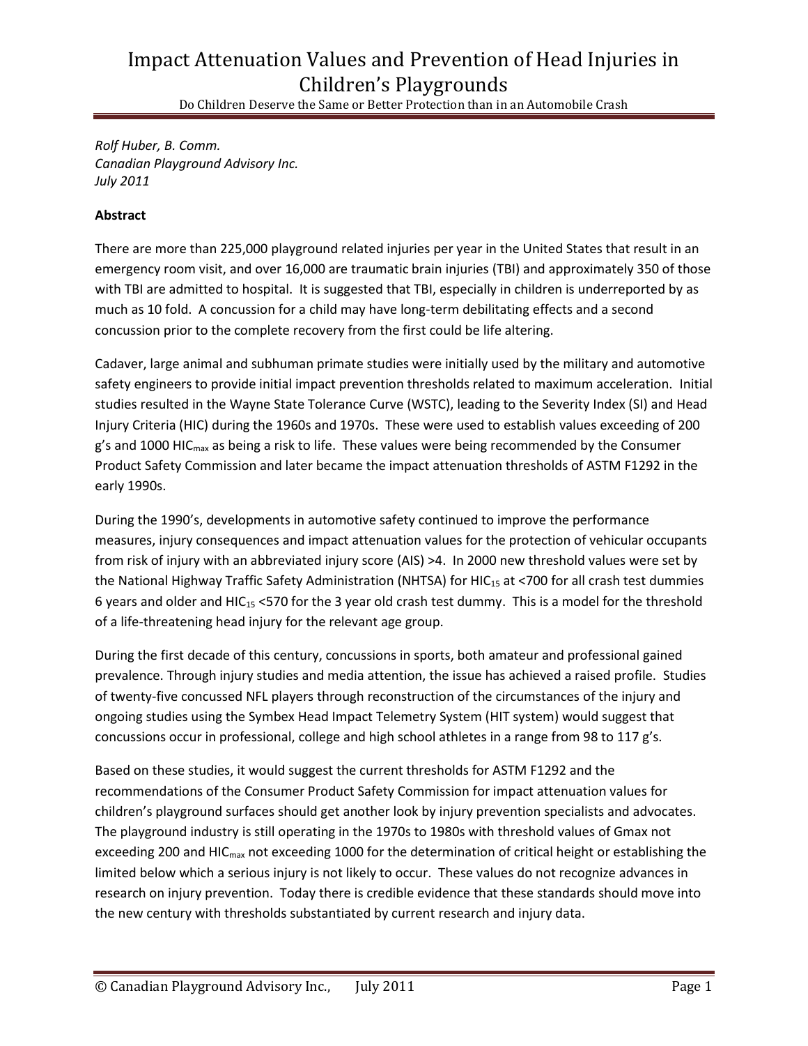# Impact Attenuation Values and Prevention of Head Injuries in Children's Playgrounds

Do Children Deserve the Same or Better Protection than in an Automobile Crash

*Rolf Huber, B. Comm.*
*Canadian Playground Advisory Inc.*
*July 2011*

**Abstract**

There are more than 225,000 playground related injuries per year in the United States that result in an emergency room visit, and over 16,000 are traumatic brain injuries (TBI) and approximately 350 of those with TBI are admitted to hospital. It is suggested that TBI, especially in children is underreported by as much as 10 fold. A concussion for a child may have long-term debilitating effects and a second concussion prior to the complete recovery from the first could be life altering.

Cadaver, large animal and subhuman primate studies were initially used by the military and automotive safety engineers to provide initial impact prevention thresholds related to maximum acceleration. Initial studies resulted in the Wayne State Tolerance Curve (WSTC), leading to the Severity Index (SI) and Head Injury Criteria (HIC) during the 1960s and 1970s. These were used to establish values exceeding of 200 g's and 1000 $HIC_{max}$ as being a risk to life. These values were being recommended by the Consumer Product Safety Commission and later became the impact attenuation thresholds of ASTM F1292 in the early 1990s.

During the 1990's, developments in automotive safety continued to improve the performance measures, injury consequences and impact attenuation values for the protection of vehicular occupants from risk of injury with an abbreviated injury score (AIS) >4. In 2000 new threshold values were set by the National Highway Traffic Safety Administration (NHTSA) for $HIC_{15}$ at <700 for all crash test dummies 6 years and older and $HIC_{15}$ <570 for the 3 year old crash test dummy. This is a model for the threshold of a life-threatening head injury for the relevant age group.

During the first decade of this century, concussions in sports, both amateur and professional gained prevalence. Through injury studies and media attention, the issue has achieved a raised profile. Studies of twenty-five concussed NFL players through reconstruction of the circumstances of the injury and ongoing studies using the Symbex Head Impact Telemetry System (HIT system) would suggest that concussions occur in professional, college and high school athletes in a range from 98 to 117 g's.

Based on these studies, it would suggest the current thresholds for ASTM F1292 and the recommendations of the Consumer Product Safety Commission for impact attenuation values for children's playground surfaces should get another look by injury prevention specialists and advocates. The playground industry is still operating in the 1970s to 1980s with threshold values of Gmax not exceeding 200 and $HIC_{max}$ not exceeding 1000 for the determination of critical height or establishing the limited below which a serious injury is not likely to occur. These values do not recognize advances in research on injury prevention. Today there is credible evidence that these standards should move into the new century with thresholds substantiated by current research and injury data.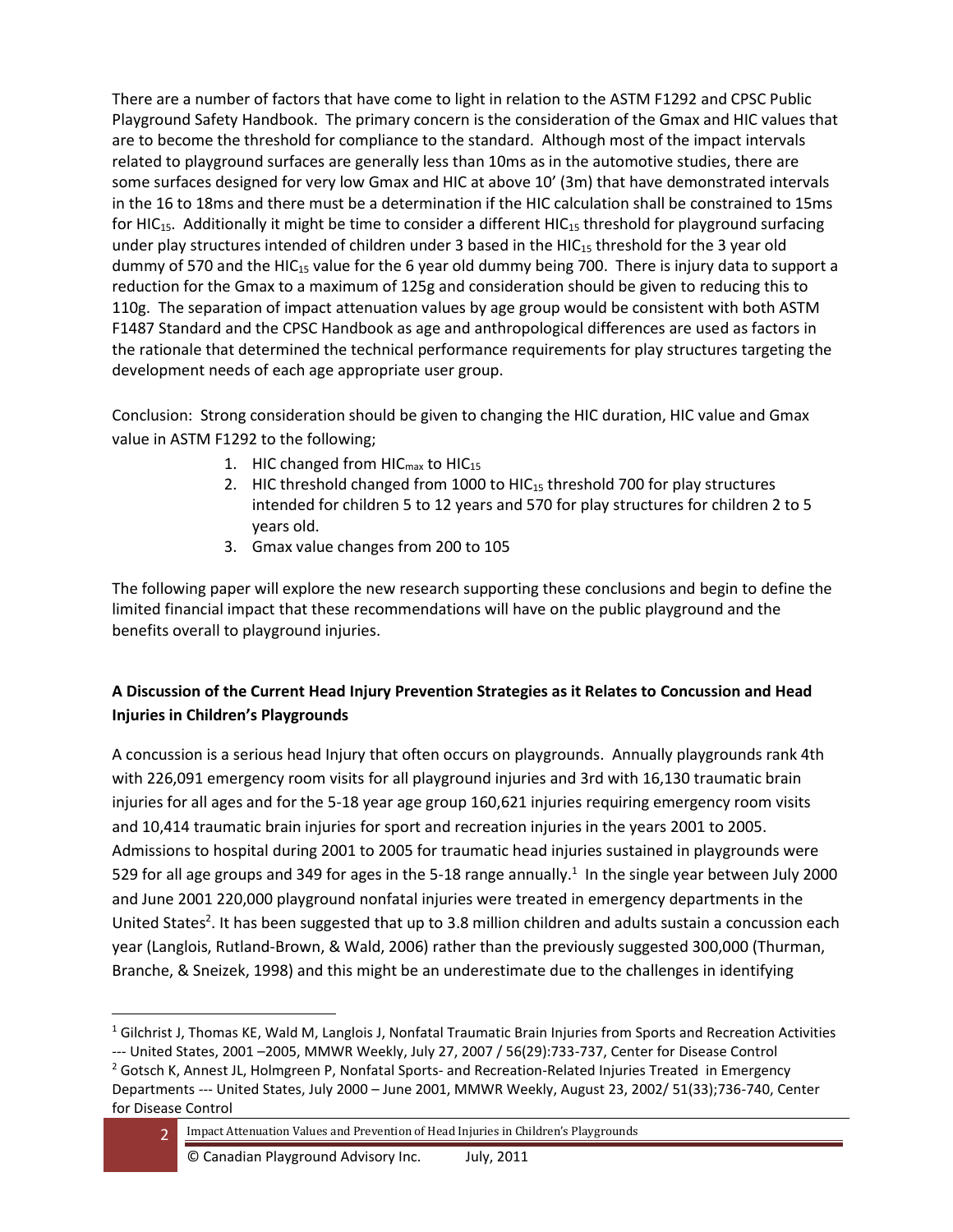There are a number of factors that have come to light in relation to the ASTM F1292 and CPSC Public Playground Safety Handbook. The primary concern is the consideration of the Gmax and HIC values that are to become the threshold for compliance to the standard. Although most of the impact intervals related to playground surfaces are generally less than 10ms as in the automotive studies, there are some surfaces designed for very low Gmax and HIC at above 10' (3m) that have demonstrated intervals in the 16 to 18ms and there must be a determination if the HIC calculation shall be constrained to 15ms for $HIC_{15}$. Additionally it might be time to consider a different $HIC_{15}$ threshold for playground surfacing under play structures intended of children under 3 based in the $HIC_{15}$ threshold for the 3 year old dummy of 570 and the $HIC_{15}$ value for the 6 year old dummy being 700. There is injury data to support a reduction for the Gmax to a maximum of 125g and consideration should be given to reducing this to 110g. The separation of impact attenuation values by age group would be consistent with both ASTM F1487 Standard and the CPSC Handbook as age and anthropological differences are used as factors in the rationale that determined the technical performance requirements for play structures targeting the development needs of each age appropriate user group.

Conclusion: Strong consideration should be given to changing the HIC duration, HIC value and Gmax value in ASTM F1292 to the following;

1. HIC changed from $HIC_{max}$ to $HIC_{15}$
2. HIC threshold changed from 1000 to $HIC_{15}$ threshold 700 for play structures intended for children 5 to 12 years and 570 for play structures for children 2 to 5 years old.
3. Gmax value changes from 200 to 105

The following paper will explore the new research supporting these conclusions and begin to define the limited financial impact that these recommendations will have on the public playground and the benefits overall to playground injuries.

**A Discussion of the Current Head Injury Prevention Strategies as it Relates to Concussion and Head Injuries in Children's Playgrounds**

A concussion is a serious head Injury that often occurs on playgrounds. Annually playgrounds rank 4th with 226,091 emergency room visits for all playground injuries and 3rd with 16,130 traumatic brain injuries for all ages and for the 5-18 year age group 160,621 injuries requiring emergency room visits and 10,414 traumatic brain injuries for sport and recreation injuries in the years 2001 to 2005. Admissions to hospital during 2001 to 2005 for traumatic head injuries sustained in playgrounds were 529 for all age groups and 349 for ages in the 5-18 range annually.[1] In the single year between July 2000 and June 2001 220,000 playground nonfatal injuries were treated in emergency departments in the United States[2]. It has been suggested that up to 3.8 million children and adults sustain a concussion each year (Langlois, Rutland-Brown, & Wald, 2006) rather than the previously suggested 300,000 (Thurman, Branche, & Sneizek, 1998) and this might be an underestimate due to the challenges in identifying

[1] Gilchrist J, Thomas KE, Wald M, Langlois J, Nonfatal Traumatic Brain Injuries from Sports and Recreation Activities --- United States, 2001 –2005, MMWR Weekly, July 27, 2007 / 56(29):733-737, Center for Disease Control

[2] Gotsch K, Annest JL, Holmgreen P, Nonfatal Sports- and Recreation-Related Injuries Treated in Emergency Departments --- United States, July 2000 – June 2001, MMWR Weekly, August 23, 2002/ 51(33);736-740, Center for Disease Control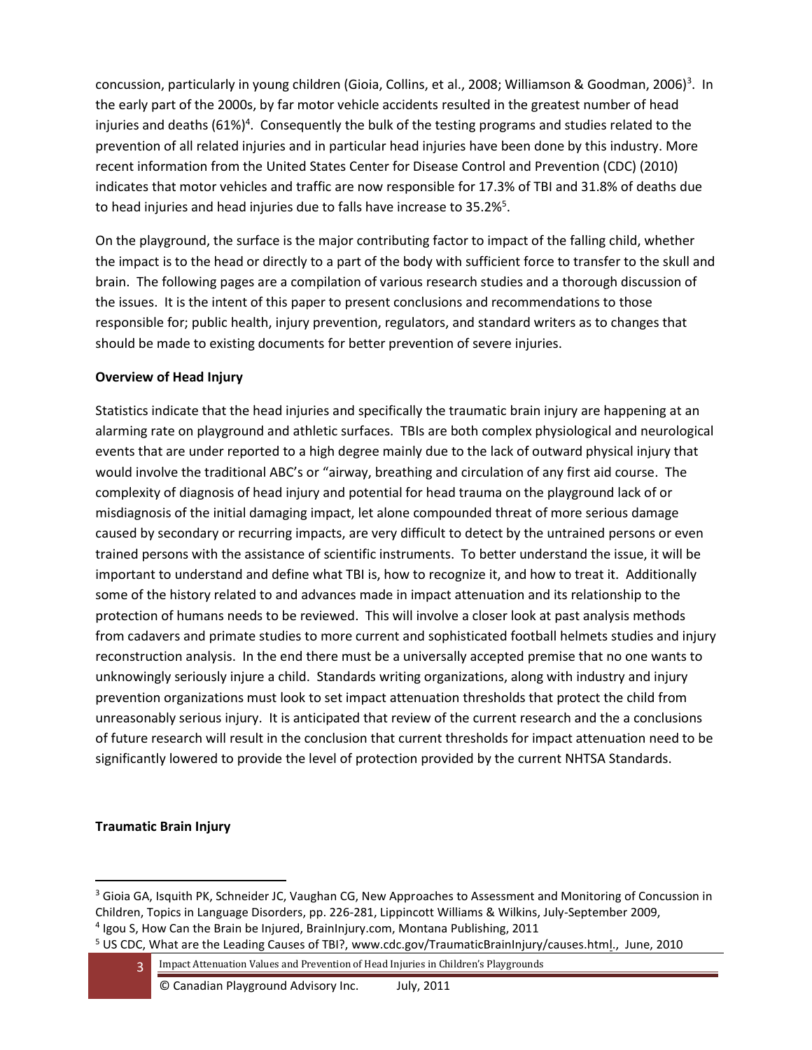concussion, particularly in young children (Gioia, Collins, et al., 2008; Williamson & Goodman, 2006)[3]. In the early part of the 2000s, by far motor vehicle accidents resulted in the greatest number of head injuries and deaths (61%)[4]. Consequently the bulk of the testing programs and studies related to the prevention of all related injuries and in particular head injuries have been done by this industry. More recent information from the United States Center for Disease Control and Prevention (CDC) (2010) indicates that motor vehicles and traffic are now responsible for 17.3% of TBI and 31.8% of deaths due to head injuries and head injuries due to falls have increase to 35.2%[5].

On the playground, the surface is the major contributing factor to impact of the falling child, whether the impact is to the head or directly to a part of the body with sufficient force to transfer to the skull and brain. The following pages are a compilation of various research studies and a thorough discussion of the issues. It is the intent of this paper to present conclusions and recommendations to those responsible for; public health, injury prevention, regulators, and standard writers as to changes that should be made to existing documents for better prevention of severe injuries.

**Overview of Head Injury**

Statistics indicate that the head injuries and specifically the traumatic brain injury are happening at an alarming rate on playground and athletic surfaces. TBIs are both complex physiological and neurological events that are under reported to a high degree mainly due to the lack of outward physical injury that would involve the traditional ABC's or "airway, breathing and circulation of any first aid course. The complexity of diagnosis of head injury and potential for head trauma on the playground lack of or misdiagnosis of the initial damaging impact, let alone compounded threat of more serious damage caused by secondary or recurring impacts, are very difficult to detect by the untrained persons or even trained persons with the assistance of scientific instruments. To better understand the issue, it will be important to understand and define what TBI is, how to recognize it, and how to treat it. Additionally some of the history related to and advances made in impact attenuation and its relationship to the protection of humans needs to be reviewed. This will involve a closer look at past analysis methods from cadavers and primate studies to more current and sophisticated football helmets studies and injury reconstruction analysis. In the end there must be a universally accepted premise that no one wants to unknowingly seriously injure a child. Standards writing organizations, along with industry and injury prevention organizations must look to set impact attenuation thresholds that protect the child from unreasonably serious injury. It is anticipated that review of the current research and the a conclusions of future research will result in the conclusion that current thresholds for impact attenuation need to be significantly lowered to provide the level of protection provided by the current NHTSA Standards.

**Traumatic Brain Injury**

---

[3] Gioia GA, Isquith PK, Schneider JC, Vaughan CG, New Approaches to Assessment and Monitoring of Concussion in Children, Topics in Language Disorders, pp. 226-281, Lippincott Williams & Wilkins, July-September 2009,

[4] Igou S, How Can the Brain be Injured, BrainInjury.com, Montana Publishing, 2011

[5] US CDC, What are the Leading Causes of TBI?, www.cdc.gov/TraumaticBrainInjury/causes.html., June, 2010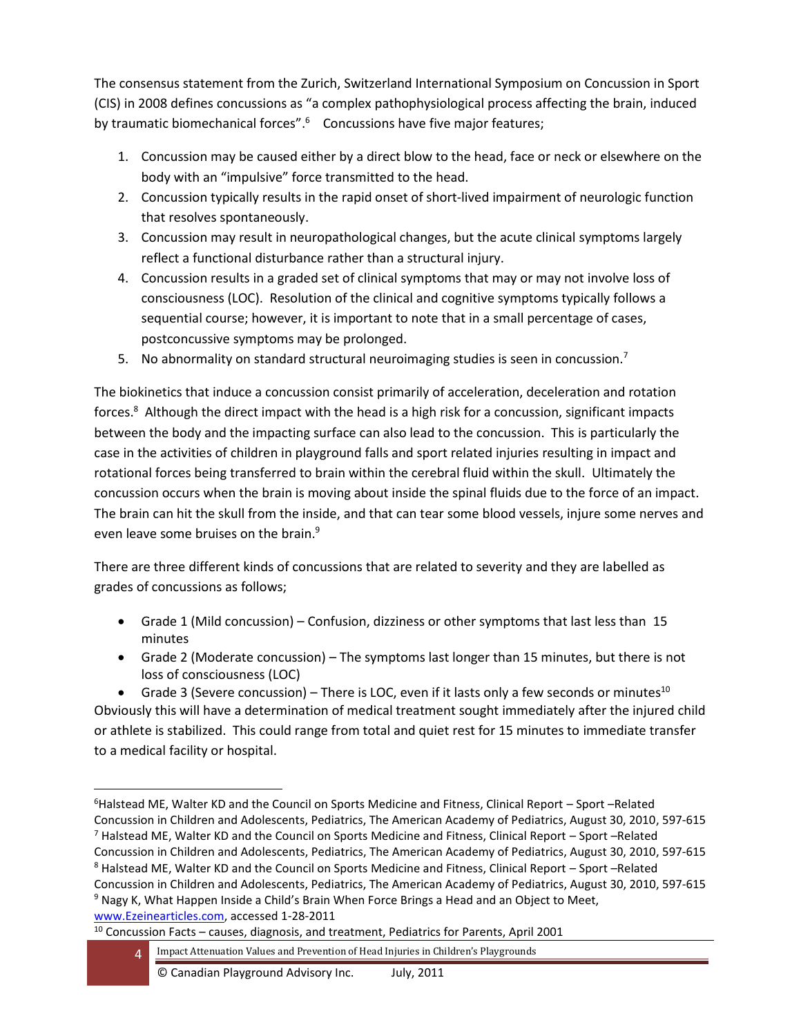The consensus statement from the Zurich, Switzerland International Symposium on Concussion in Sport (CIS) in 2008 defines concussions as "a complex pathophysiological process affecting the brain, induced by traumatic biomechanical forces".[6] Concussions have five major features;

1. Concussion may be caused either by a direct blow to the head, face or neck or elsewhere on the body with an "impulsive" force transmitted to the head.
2. Concussion typically results in the rapid onset of short-lived impairment of neurologic function that resolves spontaneously.
3. Concussion may result in neuropathological changes, but the acute clinical symptoms largely reflect a functional disturbance rather than a structural injury.
4. Concussion results in a graded set of clinical symptoms that may or may not involve loss of consciousness (LOC). Resolution of the clinical and cognitive symptoms typically follows a sequential course; however, it is important to note that in a small percentage of cases, postconcussive symptoms may be prolonged.
5. No abnormality on standard structural neuroimaging studies is seen in concussion.[7]

The biokinetics that induce a concussion consist primarily of acceleration, deceleration and rotation forces.[8] Although the direct impact with the head is a high risk for a concussion, significant impacts between the body and the impacting surface can also lead to the concussion. This is particularly the case in the activities of children in playground falls and sport related injuries resulting in impact and rotational forces being transferred to brain within the cerebral fluid within the skull. Ultimately the concussion occurs when the brain is moving about inside the spinal fluids due to the force of an impact. The brain can hit the skull from the inside, and that can tear some blood vessels, injure some nerves and even leave some bruises on the brain.[9]

There are three different kinds of concussions that are related to severity and they are labelled as grades of concussions as follows;

- Grade 1 (Mild concussion) – Confusion, dizziness or other symptoms that last less than 15 minutes
- Grade 2 (Moderate concussion) – The symptoms last longer than 15 minutes, but there is not loss of consciousness (LOC)
- Grade 3 (Severe concussion) – There is LOC, even if it lasts only a few seconds or minutes[10]

Obviously this will have a determination of medical treatment sought immediately after the injured child or athlete is stabilized. This could range from total and quiet rest for 15 minutes to immediate transfer to a medical facility or hospital.

---

[6] Halstead ME, Walter KD and the Council on Sports Medicine and Fitness, Clinical Report – Sport –Related Concussion in Children and Adolescents, Pediatrics, The American Academy of Pediatrics, August 30, 2010, 597-615

[7] Halstead ME, Walter KD and the Council on Sports Medicine and Fitness, Clinical Report – Sport –Related Concussion in Children and Adolescents, Pediatrics, The American Academy of Pediatrics, August 30, 2010, 597-615

[8] Halstead ME, Walter KD and the Council on Sports Medicine and Fitness, Clinical Report – Sport –Related Concussion in Children and Adolescents, Pediatrics, The American Academy of Pediatrics, August 30, 2010, 597-615

[9] Nagy K, What Happen Inside a Child's Brain When Force Brings a Head and an Object to Meet, www.Ezinearticles.com, accessed 1-28-2011

[10] Concussion Facts – causes, diagnosis, and treatment, Pediatrics for Parents, April 2001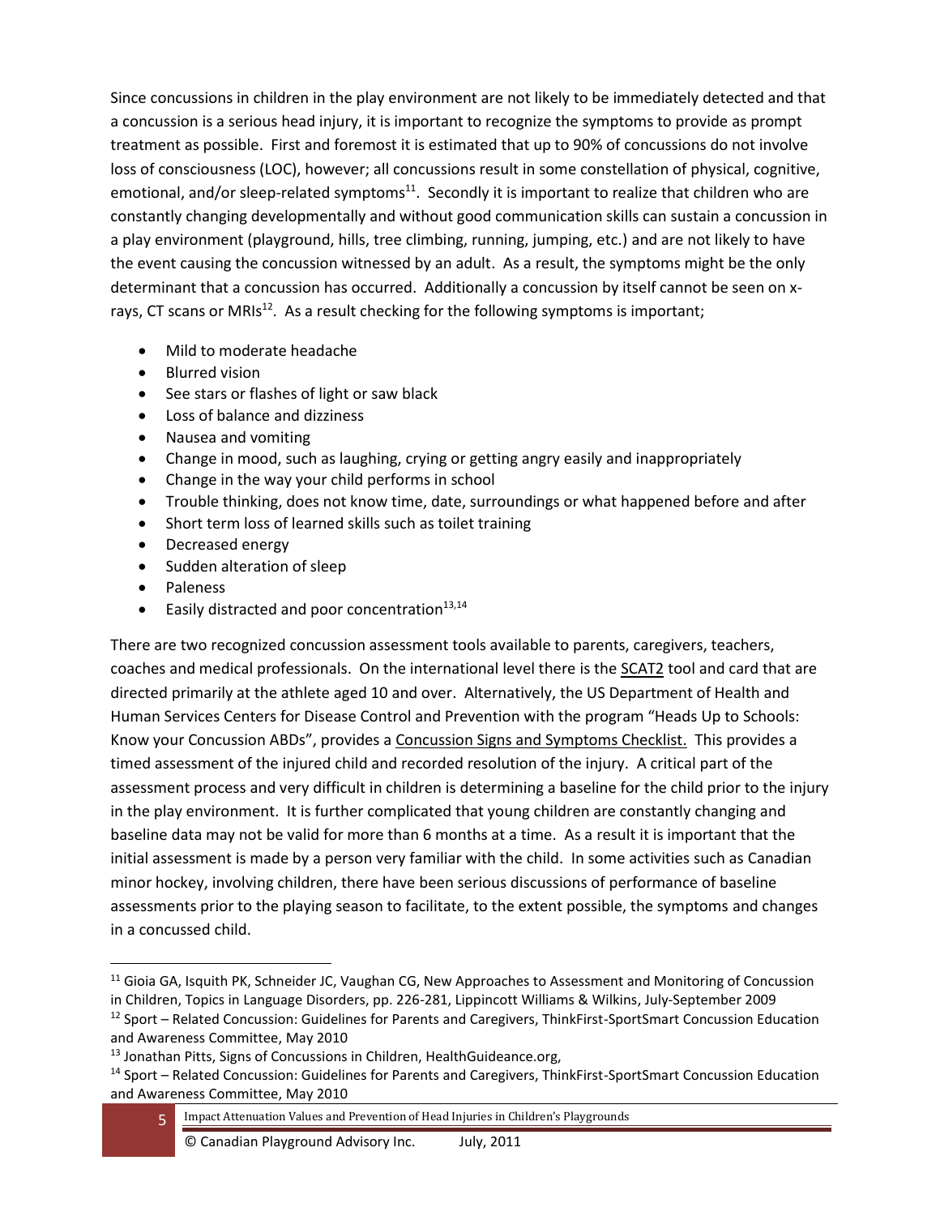Since concussions in children in the play environment are not likely to be immediately detected and that a concussion is a serious head injury, it is important to recognize the symptoms to provide as prompt treatment as possible. First and foremost it is estimated that up to 90% of concussions do not involve loss of consciousness (LOC), however; all concussions result in some constellation of physical, cognitive, emotional, and/or sleep-related symptoms[11]. Secondly it is important to realize that children who are constantly changing developmentally and without good communication skills can sustain a concussion in a play environment (playground, hills, tree climbing, running, jumping, etc.) and are not likely to have the event causing the concussion witnessed by an adult. As a result, the symptoms might be the only determinant that a concussion has occurred. Additionally a concussion by itself cannot be seen on x-rays, CT scans or MRIs[12]. As a result checking for the following symptoms is important;

- Mild to moderate headache
- Blurred vision
- See stars or flashes of light or saw black
- Loss of balance and dizziness
- Nausea and vomiting
- Change in mood, such as laughing, crying or getting angry easily and inappropriately
- Change in the way your child performs in school
- Trouble thinking, does not know time, date, surroundings or what happened before and after
- Short term loss of learned skills such as toilet training
- Decreased energy
- Sudden alteration of sleep
- Paleness
- Easily distracted and poor concentration[13,14]

There are two recognized concussion assessment tools available to parents, caregivers, teachers, coaches and medical professionals. On the international level there is the SCAT2 tool and card that are directed primarily at the athlete aged 10 and over. Alternatively, the US Department of Health and Human Services Centers for Disease Control and Prevention with the program "Heads Up to Schools: Know your Concussion ABDs", provides a Concussion Signs and Symptoms Checklist. This provides a timed assessment of the injured child and recorded resolution of the injury. A critical part of the assessment process and very difficult in children is determining a baseline for the child prior to the injury in the play environment. It is further complicated that young children are constantly changing and baseline data may not be valid for more than 6 months at a time. As a result it is important that the initial assessment is made by a person very familiar with the child. In some activities such as Canadian minor hockey, involving children, there have been serious discussions of performance of baseline assessments prior to the playing season to facilitate, to the extent possible, the symptoms and changes in a concussed child.

---

[11] Gioia GA, Isquith PK, Schneider JC, Vaughan CG, New Approaches to Assessment and Monitoring of Concussion in Children, Topics in Language Disorders, pp. 226-281, Lippincott Williams & Wilkins, July-September 2009

[12] Sport – Related Concussion: Guidelines for Parents and Caregivers, ThinkFirst-SportSmart Concussion Education and Awareness Committee, May 2010

[13] Jonathan Pitts, Signs of Concussions in Children, HealthGuideance.org,

[14] Sport – Related Concussion: Guidelines for Parents and Caregivers, ThinkFirst-SportSmart Concussion Education and Awareness Committee, May 2010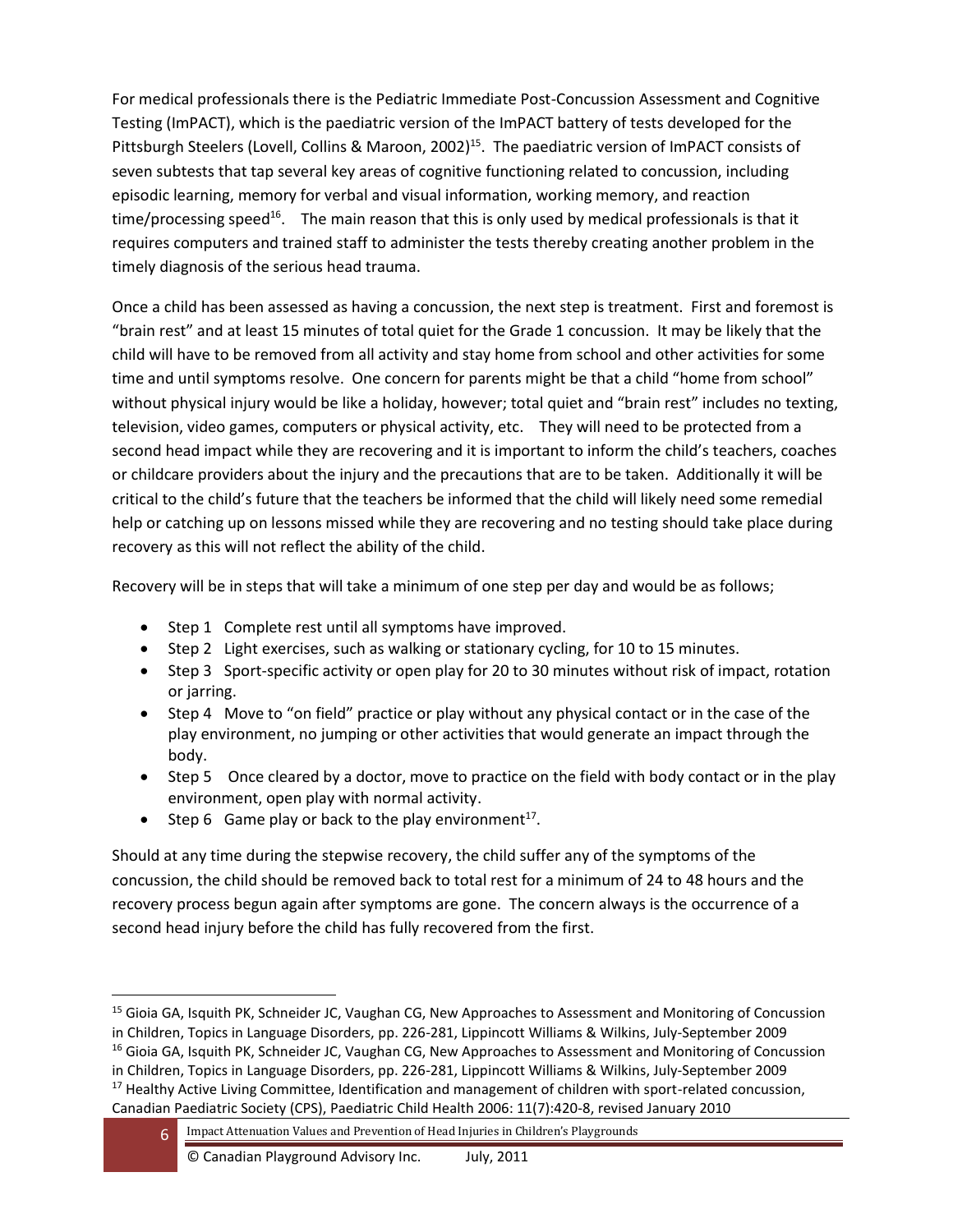For medical professionals there is the Pediatric Immediate Post-Concussion Assessment and Cognitive Testing (ImPACT), which is the paediatric version of the ImPACT battery of tests developed for the Pittsburgh Steelers (Lovell, Collins & Maroon, 2002)[15]. The paediatric version of ImPACT consists of seven subtests that tap several key areas of cognitive functioning related to concussion, including episodic learning, memory for verbal and visual information, working memory, and reaction time/processing speed[16]. The main reason that this is only used by medical professionals is that it requires computers and trained staff to administer the tests thereby creating another problem in the timely diagnosis of the serious head trauma.

Once a child has been assessed as having a concussion, the next step is treatment. First and foremost is "brain rest" and at least 15 minutes of total quiet for the Grade 1 concussion. It may be likely that the child will have to be removed from all activity and stay home from school and other activities for some time and until symptoms resolve. One concern for parents might be that a child "home from school" without physical injury would be like a holiday, however; total quiet and "brain rest" includes no texting, television, video games, computers or physical activity, etc. They will need to be protected from a second head impact while they are recovering and it is important to inform the child's teachers, coaches or childcare providers about the injury and the precautions that are to be taken. Additionally it will be critical to the child's future that the teachers be informed that the child will likely need some remedial help or catching up on lessons missed while they are recovering and no testing should take place during recovery as this will not reflect the ability of the child.

Recovery will be in steps that will take a minimum of one step per day and would be as follows;

- Step 1 Complete rest until all symptoms have improved.
- Step 2 Light exercises, such as walking or stationary cycling, for 10 to 15 minutes.
- Step 3 Sport-specific activity or open play for 20 to 30 minutes without risk of impact, rotation or jarring.
- Step 4 Move to "on field" practice or play without any physical contact or in the case of the play environment, no jumping or other activities that would generate an impact through the body.
- Step 5 Once cleared by a doctor, move to practice on the field with body contact or in the play environment, open play with normal activity.
- Step 6 Game play or back to the play environment[17].

Should at any time during the stepwise recovery, the child suffer any of the symptoms of the concussion, the child should be removed back to total rest for a minimum of 24 to 48 hours and the recovery process begun again after symptoms are gone. The concern always is the occurrence of a second head injury before the child has fully recovered from the first.

[15] Gioia GA, Isquith PK, Schneider JC, Vaughan CG, New Approaches to Assessment and Monitoring of Concussion in Children, Topics in Language Disorders, pp. 226-281, Lippincott Williams & Wilkins, July-September 2009

[16] Gioia GA, Isquith PK, Schneider JC, Vaughan CG, New Approaches to Assessment and Monitoring of Concussion in Children, Topics in Language Disorders, pp. 226-281, Lippincott Williams & Wilkins, July-September 2009

[17] Healthy Active Living Committee, Identification and management of children with sport-related concussion, Canadian Paediatric Society (CPS), Paediatric Child Health 2006: 11(7):420-8, revised January 2010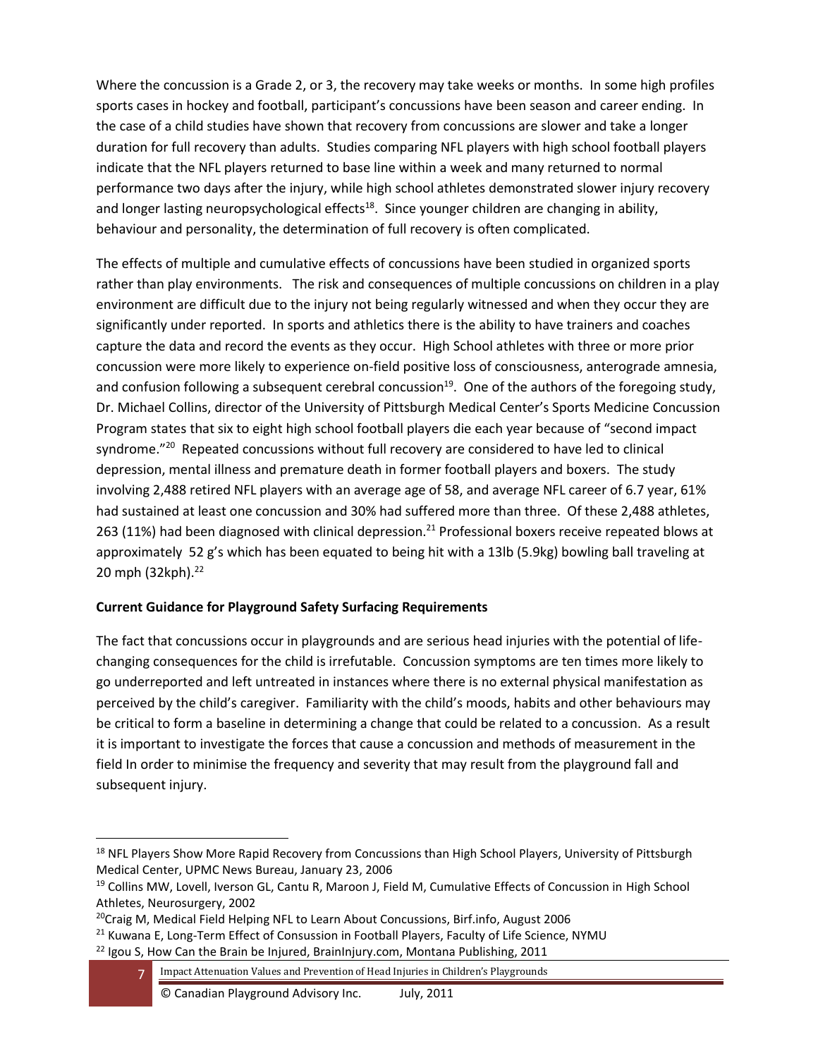Where the concussion is a Grade 2, or 3, the recovery may take weeks or months. In some high profiles sports cases in hockey and football, participant's concussions have been season and career ending. In the case of a child studies have shown that recovery from concussions are slower and take a longer duration for full recovery than adults. Studies comparing NFL players with high school football players indicate that the NFL players returned to base line within a week and many returned to normal performance two days after the injury, while high school athletes demonstrated slower injury recovery and longer lasting neuropsychological effects[18]. Since younger children are changing in ability, behaviour and personality, the determination of full recovery is often complicated.

The effects of multiple and cumulative effects of concussions have been studied in organized sports rather than play environments. The risk and consequences of multiple concussions on children in a play environment are difficult due to the injury not being regularly witnessed and when they occur they are significantly under reported. In sports and athletics there is the ability to have trainers and coaches capture the data and record the events as they occur. High School athletes with three or more prior concussion were more likely to experience on-field positive loss of consciousness, anterograde amnesia, and confusion following a subsequent cerebral concussion[19]. One of the authors of the foregoing study, Dr. Michael Collins, director of the University of Pittsburgh Medical Center's Sports Medicine Concussion Program states that six to eight high school football players die each year because of "second impact syndrome."[20] Repeated concussions without full recovery are considered to have led to clinical depression, mental illness and premature death in former football players and boxers. The study involving 2,488 retired NFL players with an average age of 58, and average NFL career of 6.7 year, 61% had sustained at least one concussion and 30% had suffered more than three. Of these 2,488 athletes, 263 (11%) had been diagnosed with clinical depression.[21] Professional boxers receive repeated blows at approximately 52 g's which has been equated to being hit with a 13lb (5.9kg) bowling ball traveling at 20 mph (32kph).[22]

**Current Guidance for Playground Safety Surfacing Requirements**

The fact that concussions occur in playgrounds and are serious head injuries with the potential of life-changing consequences for the child is irrefutable. Concussion symptoms are ten times more likely to go underreported and left untreated in instances where there is no external physical manifestation as perceived by the child's caregiver. Familiarity with the child's moods, habits and other behaviours may be critical to form a baseline in determining a change that could be related to a concussion. As a result it is important to investigate the forces that cause a concussion and methods of measurement in the field In order to minimise the frequency and severity that may result from the playground fall and subsequent injury.

---

[18] NFL Players Show More Rapid Recovery from Concussions than High School Players, University of Pittsburgh Medical Center, UPMC News Bureau, January 23, 2006

[19] Collins MW, Lovell, Iverson GL, Cantu R, Maroon J, Field M, Cumulative Effects of Concussion in High School Athletes, Neurosurgery, 2002

[20] Craig M, Medical Field Helping NFL to Learn About Concussions, Birf.info, August 2006

[21] Kuwana E, Long-Term Effect of Consussion in Football Players, Faculty of Life Science, NYMU

[22] Igou S, How Can the Brain be Injured, BrainInjury.com, Montana Publishing, 2011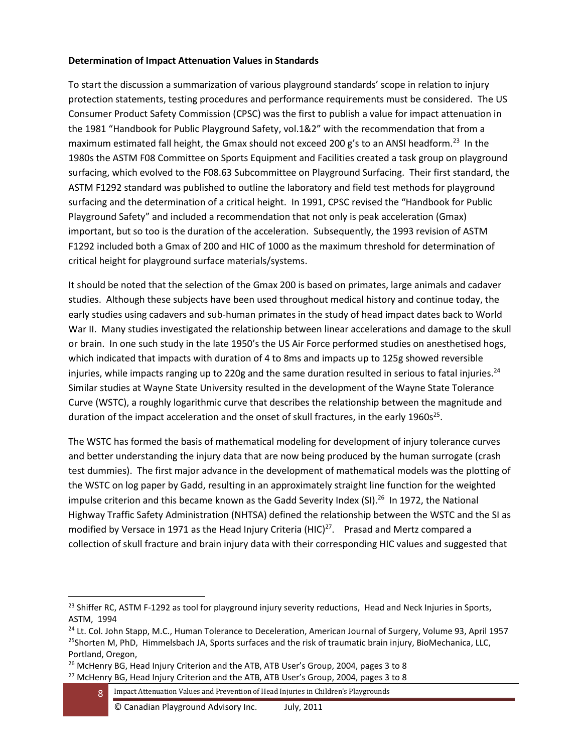**Determination of Impact Attenuation Values in Standards**

To start the discussion a summarization of various playground standards' scope in relation to injury protection statements, testing procedures and performance requirements must be considered. The US Consumer Product Safety Commission (CPSC) was the first to publish a value for impact attenuation in the 1981 "Handbook for Public Playground Safety, vol.1&2" with the recommendation that from a maximum estimated fall height, the Gmax should not exceed 200 g's to an ANSI headform.[23] In the 1980s the ASTM F08 Committee on Sports Equipment and Facilities created a task group on playground surfacing, which evolved to the F08.63 Subcommittee on Playground Surfacing. Their first standard, the ASTM F1292 standard was published to outline the laboratory and field test methods for playground surfacing and the determination of a critical height. In 1991, CPSC revised the "Handbook for Public Playground Safety" and included a recommendation that not only is peak acceleration (Gmax) important, but so too is the duration of the acceleration. Subsequently, the 1993 revision of ASTM F1292 included both a Gmax of 200 and HIC of 1000 as the maximum threshold for determination of critical height for playground surface materials/systems.

It should be noted that the selection of the Gmax 200 is based on primates, large animals and cadaver studies. Although these subjects have been used throughout medical history and continue today, the early studies using cadavers and sub-human primates in the study of head impact dates back to World War II. Many studies investigated the relationship between linear accelerations and damage to the skull or brain. In one such study in the late 1950's the US Air Force performed studies on anesthetised hogs, which indicated that impacts with duration of 4 to 8ms and impacts up to 125g showed reversible injuries, while impacts ranging up to 220g and the same duration resulted in serious to fatal injuries.[24] Similar studies at Wayne State University resulted in the development of the Wayne State Tolerance Curve (WSTC), a roughly logarithmic curve that describes the relationship between the magnitude and duration of the impact acceleration and the onset of skull fractures, in the early 1960s[25].

The WSTC has formed the basis of mathematical modeling for development of injury tolerance curves and better understanding the injury data that are now being produced by the human surrogate (crash test dummies). The first major advance in the development of mathematical models was the plotting of the WSTC on log paper by Gadd, resulting in an approximately straight line function for the weighted impulse criterion and this became known as the Gadd Severity Index (SI).[26] In 1972, the National Highway Traffic Safety Administration (NHTSA) defined the relationship between the WSTC and the SI as modified by Versace in 1971 as the Head Injury Criteria (HIC)[27]. Prasad and Mertz compared a collection of skull fracture and brain injury data with their corresponding HIC values and suggested that

---

[23] Shiffer RC, ASTM F-1292 as tool for playground injury severity reductions, Head and Neck Injuries in Sports, ASTM, 1994

[24] Lt. Col. John Stapp, M.C., Human Tolerance to Deceleration, American Journal of Surgery, Volume 93, April 1957

[25] Shorten M, PhD, Himmelsbach JA, Sports surfaces and the risk of traumatic brain injury, BioMechanica, LLC, Portland, Oregon,

[26] McHenry BG, Head Injury Criterion and the ATB, ATB User's Group, 2004, pages 3 to 8

[27] McHenry BG, Head Injury Criterion and the ATB, ATB User's Group, 2004, pages 3 to 8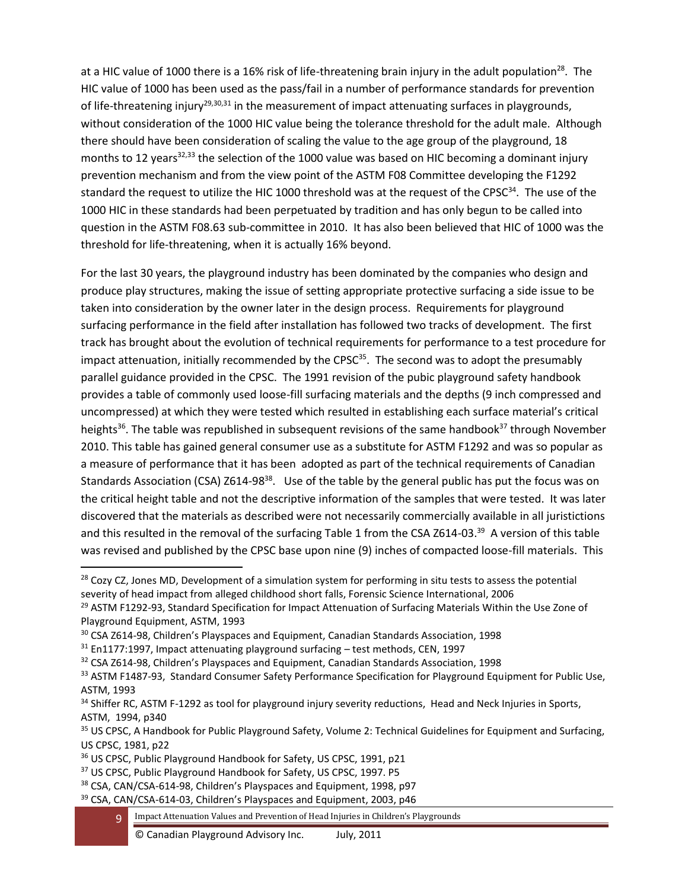at a HIC value of 1000 there is a 16% risk of life-threatening brain injury in the adult population[28]. The HIC value of 1000 has been used as the pass/fail in a number of performance standards for prevention of life-threatening injury[29,30,31] in the measurement of impact attenuating surfaces in playgrounds, without consideration of the 1000 HIC value being the tolerance threshold for the adult male. Although there should have been consideration of scaling the value to the age group of the playground, 18 months to 12 years[32,33] the selection of the 1000 value was based on HIC becoming a dominant injury prevention mechanism and from the view point of the ASTM F08 Committee developing the F1292 standard the request to utilize the HIC 1000 threshold was at the request of the CPSC[34]. The use of the 1000 HIC in these standards had been perpetuated by tradition and has only begun to be called into question in the ASTM F08.63 sub-committee in 2010. It has also been believed that HIC of 1000 was the threshold for life-threatening, when it is actually 16% beyond.

For the last 30 years, the playground industry has been dominated by the companies who design and produce play structures, making the issue of setting appropriate protective surfacing a side issue to be taken into consideration by the owner later in the design process. Requirements for playground surfacing performance in the field after installation has followed two tracks of development. The first track has brought about the evolution of technical requirements for performance to a test procedure for impact attenuation, initially recommended by the CPSC[35]. The second was to adopt the presumably parallel guidance provided in the CPSC. The 1991 revision of the pubic playground safety handbook provides a table of commonly used loose-fill surfacing materials and the depths (9 inch compressed and uncompressed) at which they were tested which resulted in establishing each surface material's critical heights[36]. The table was republished in subsequent revisions of the same handbook[37] through November 2010. This table has gained general consumer use as a substitute for ASTM F1292 and was so popular as a measure of performance that it has been adopted as part of the technical requirements of Canadian Standards Association (CSA) Z614-98[38]. Use of the table by the general public has put the focus was on the critical height table and not the descriptive information of the samples that were tested. It was later discovered that the materials as described were not necessarily commercially available in all juristictions and this resulted in the removal of the surfacing Table 1 from the CSA Z614-03.[39] A version of this table was revised and published by the CPSC base upon nine (9) inches of compacted loose-fill materials. This

---

[28] Cozy CZ, Jones MD, Development of a simulation system for performing in situ tests to assess the potential severity of head impact from alleged childhood short falls, Forensic Science International, 2006

[29] ASTM F1292-93, Standard Specification for Impact Attenuation of Surfacing Materials Within the Use Zone of Playground Equipment, ASTM, 1993

[30] CSA Z614-98, Children's Playspaces and Equipment, Canadian Standards Association, 1998

[31] En1177:1997, Impact attenuating playground surfacing – test methods, CEN, 1997

[32] CSA Z614-98, Children's Playspaces and Equipment, Canadian Standards Association, 1998

[33] ASTM F1487-93, Standard Consumer Safety Performance Specification for Playground Equipment for Public Use, ASTM, 1993

[34] Shiffer RC, ASTM F-1292 as tool for playground injury severity reductions, Head and Neck Injuries in Sports, ASTM, 1994, p340

[35] US CPSC, A Handbook for Public Playground Safety, Volume 2: Technical Guidelines for Equipment and Surfacing, US CPSC, 1981, p22

[36] US CPSC, Public Playground Handbook for Safety, US CPSC, 1991, p21

[37] US CPSC, Public Playground Handbook for Safety, US CPSC, 1997. P5

[38] CSA, CAN/CSA-614-98, Children's Playspaces and Equipment, 1998, p97

[39] CSA, CAN/CSA-614-03, Children's Playspaces and Equipment, 2003, p46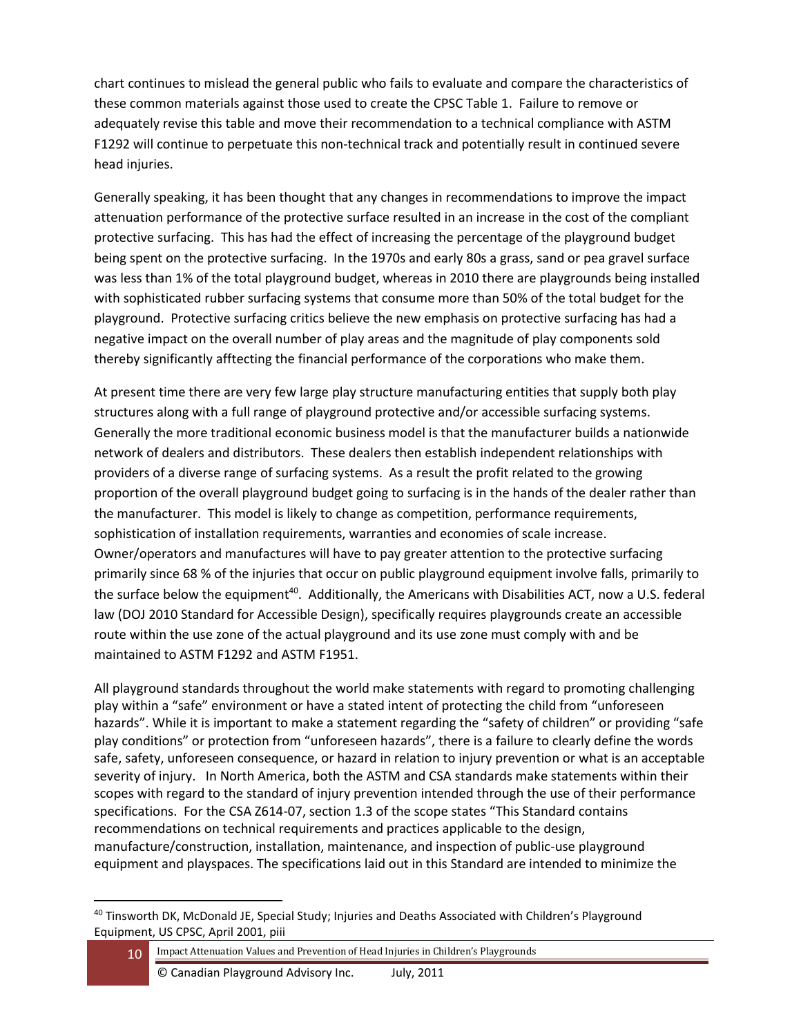chart continues to mislead the general public who fails to evaluate and compare the characteristics of these common materials against those used to create the CPSC Table 1. Failure to remove or adequately revise this table and move their recommendation to a technical compliance with ASTM F1292 will continue to perpetuate this non-technical track and potentially result in continued severe head injuries.

Generally speaking, it has been thought that any changes in recommendations to improve the impact attenuation performance of the protective surface resulted in an increase in the cost of the compliant protective surfacing. This has had the effect of increasing the percentage of the playground budget being spent on the protective surfacing. In the 1970s and early 80s a grass, sand or pea gravel surface was less than 1% of the total playground budget, whereas in 2010 there are playgrounds being installed with sophisticated rubber surfacing systems that consume more than 50% of the total budget for the playground. Protective surfacing critics believe the new emphasis on protective surfacing has had a negative impact on the overall number of play areas and the magnitude of play components sold thereby significantly afftecting the financial performance of the corporations who make them.

At present time there are very few large play structure manufacturing entities that supply both play structures along with a full range of playground protective and/or accessible surfacing systems. Generally the more traditional economic business model is that the manufacturer builds a nationwide network of dealers and distributors. These dealers then establish independent relationships with providers of a diverse range of surfacing systems. As a result the profit related to the growing proportion of the overall playground budget going to surfacing is in the hands of the dealer rather than the manufacturer. This model is likely to change as competition, performance requirements, sophistication of installation requirements, warranties and economies of scale increase. Owner/operators and manufactures will have to pay greater attention to the protective surfacing primarily since 68 % of the injuries that occur on public playground equipment involve falls, primarily to the surface below the equipment[40]. Additionally, the Americans with Disabilities ACT, now a U.S. federal law (DOJ 2010 Standard for Accessible Design), specifically requires playgrounds create an accessible route within the use zone of the actual playground and its use zone must comply with and be maintained to ASTM F1292 and ASTM F1951.

All playground standards throughout the world make statements with regard to promoting challenging play within a "safe" environment or have a stated intent of protecting the child from "unforeseen hazards". While it is important to make a statement regarding the "safety of children" or providing "safe play conditions" or protection from "unforeseen hazards", there is a failure to clearly define the words safe, safety, unforeseen consequence, or hazard in relation to injury prevention or what is an acceptable severity of injury. In North America, both the ASTM and CSA standards make statements within their scopes with regard to the standard of injury prevention intended through the use of their performance specifications. For the CSA Z614-07, section 1.3 of the scope states "This Standard contains recommendations on technical requirements and practices applicable to the design, manufacture/construction, installation, maintenance, and inspection of public-use playground equipment and playspaces. The specifications laid out in this Standard are intended to minimize the

[40] Tinsworth DK, McDonald JE, Special Study; Injuries and Deaths Associated with Children's Playground Equipment, US CPSC, April 2001, piii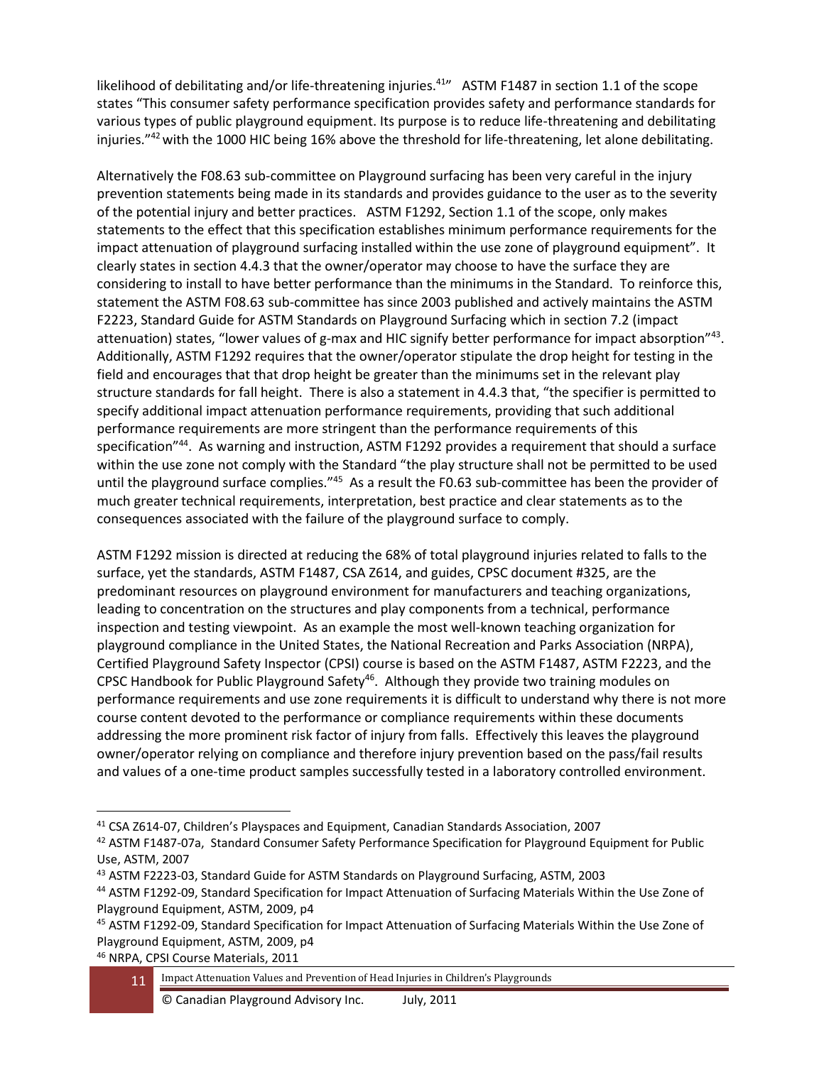likelihood of debilitating and/or life-threatening injuries.[41]" ASTM F1487 in section 1.1 of the scope states "This consumer safety performance specification provides safety and performance standards for various types of public playground equipment. Its purpose is to reduce life-threatening and debilitating injuries."[42] with the 1000 HIC being 16% above the threshold for life-threatening, let alone debilitating.

Alternatively the F08.63 sub-committee on Playground surfacing has been very careful in the injury prevention statements being made in its standards and provides guidance to the user as to the severity of the potential injury and better practices. ASTM F1292, Section 1.1 of the scope, only makes statements to the effect that this specification establishes minimum performance requirements for the impact attenuation of playground surfacing installed within the use zone of playground equipment". It clearly states in section 4.4.3 that the owner/operator may choose to have the surface they are considering to install to have better performance than the minimums in the Standard. To reinforce this, statement the ASTM F08.63 sub-committee has since 2003 published and actively maintains the ASTM F2223, Standard Guide for ASTM Standards on Playground Surfacing which in section 7.2 (impact attenuation) states, "lower values of g-max and HIC signify better performance for impact absorption"[43]. Additionally, ASTM F1292 requires that the owner/operator stipulate the drop height for testing in the field and encourages that that drop height be greater than the minimums set in the relevant play structure standards for fall height. There is also a statement in 4.4.3 that, "the specifier is permitted to specify additional impact attenuation performance requirements, providing that such additional performance requirements are more stringent than the performance requirements of this specification"[44]. As warning and instruction, ASTM F1292 provides a requirement that should a surface within the use zone not comply with the Standard "the play structure shall not be permitted to be used until the playground surface complies."[45] As a result the F0.63 sub-committee has been the provider of much greater technical requirements, interpretation, best practice and clear statements as to the consequences associated with the failure of the playground surface to comply.

ASTM F1292 mission is directed at reducing the 68% of total playground injuries related to falls to the surface, yet the standards, ASTM F1487, CSA Z614, and guides, CPSC document #325, are the predominant resources on playground environment for manufacturers and teaching organizations, leading to concentration on the structures and play components from a technical, performance inspection and testing viewpoint. As an example the most well-known teaching organization for playground compliance in the United States, the National Recreation and Parks Association (NRPA), Certified Playground Safety Inspector (CPSI) course is based on the ASTM F1487, ASTM F2223, and the CPSC Handbook for Public Playground Safety[46]. Although they provide two training modules on performance requirements and use zone requirements it is difficult to understand why there is not more course content devoted to the performance or compliance requirements within these documents addressing the more prominent risk factor of injury from falls. Effectively this leaves the playground owner/operator relying on compliance and therefore injury prevention based on the pass/fail results and values of a one-time product samples successfully tested in a laboratory controlled environment.

---

[41] CSA Z614-07, Children's Playspaces and Equipment, Canadian Standards Association, 2007

[42] ASTM F1487-07a, Standard Consumer Safety Performance Specification for Playground Equipment for Public Use, ASTM, 2007

[43] ASTM F2223-03, Standard Guide for ASTM Standards on Playground Surfacing, ASTM, 2003

[44] ASTM F1292-09, Standard Specification for Impact Attenuation of Surfacing Materials Within the Use Zone of Playground Equipment, ASTM, 2009, p4

[45] ASTM F1292-09, Standard Specification for Impact Attenuation of Surfacing Materials Within the Use Zone of Playground Equipment, ASTM, 2009, p4

[46] NRPA, CPSI Course Materials, 2011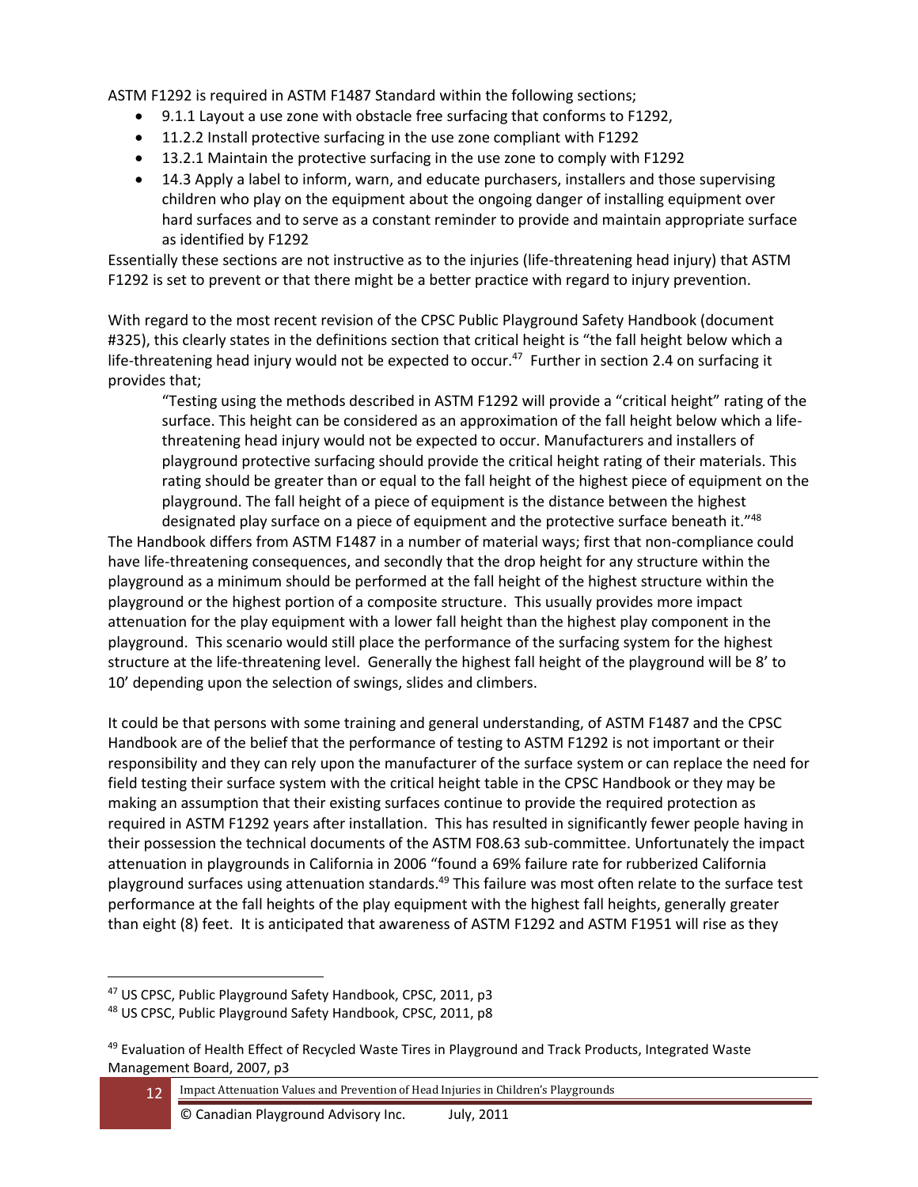ASTM F1292 is required in ASTM F1487 Standard within the following sections;

- 9.1.1 Layout a use zone with obstacle free surfacing that conforms to F1292,
- 11.2.2 Install protective surfacing in the use zone compliant with F1292
- 13.2.1 Maintain the protective surfacing in the use zone to comply with F1292
- 14.3 Apply a label to inform, warn, and educate purchasers, installers and those supervising children who play on the equipment about the ongoing danger of installing equipment over hard surfaces and to serve as a constant reminder to provide and maintain appropriate surface as identified by F1292

Essentially these sections are not instructive as to the injuries (life-threatening head injury) that ASTM F1292 is set to prevent or that there might be a better practice with regard to injury prevention.

With regard to the most recent revision of the CPSC Public Playground Safety Handbook (document #325), this clearly states in the definitions section that critical height is "the fall height below which a life-threatening head injury would not be expected to occur.[47] Further in section 2.4 on surfacing it provides that;

> "Testing using the methods described in ASTM F1292 will provide a "critical height" rating of the surface. This height can be considered as an approximation of the fall height below which a life-threatening head injury would not be expected to occur. Manufacturers and installers of playground protective surfacing should provide the critical height rating of their materials. This rating should be greater than or equal to the fall height of the highest piece of equipment on the playground. The fall height of a piece of equipment is the distance between the highest designated play surface on a piece of equipment and the protective surface beneath it."[48]

The Handbook differs from ASTM F1487 in a number of material ways; first that non-compliance could have life-threatening consequences, and secondly that the drop height for any structure within the playground as a minimum should be performed at the fall height of the highest structure within the playground or the highest portion of a composite structure. This usually provides more impact attenuation for the play equipment with a lower fall height than the highest play component in the playground. This scenario would still place the performance of the surfacing system for the highest structure at the life-threatening level. Generally the highest fall height of the playground will be 8' to 10' depending upon the selection of swings, slides and climbers.

It could be that persons with some training and general understanding, of ASTM F1487 and the CPSC Handbook are of the belief that the performance of testing to ASTM F1292 is not important or their responsibility and they can rely upon the manufacturer of the surface system or can replace the need for field testing their surface system with the critical height table in the CPSC Handbook or they may be making an assumption that their existing surfaces continue to provide the required protection as required in ASTM F1292 years after installation. This has resulted in significantly fewer people having in their possession the technical documents of the ASTM F08.63 sub-committee. Unfortunately the impact attenuation in playgrounds in California in 2006 "found a 69% failure rate for rubberized California playground surfaces using attenuation standards.[49] This failure was most often relate to the surface test performance at the fall heights of the play equipment with the highest fall heights, generally greater than eight (8) feet. It is anticipated that awareness of ASTM F1292 and ASTM F1951 will rise as they

---

[47] US CPSC, Public Playground Safety Handbook, CPSC, 2011, p3

[48] US CPSC, Public Playground Safety Handbook, CPSC, 2011, p8

[49] Evaluation of Health Effect of Recycled Waste Tires in Playground and Track Products, Integrated Waste Management Board, 2007, p3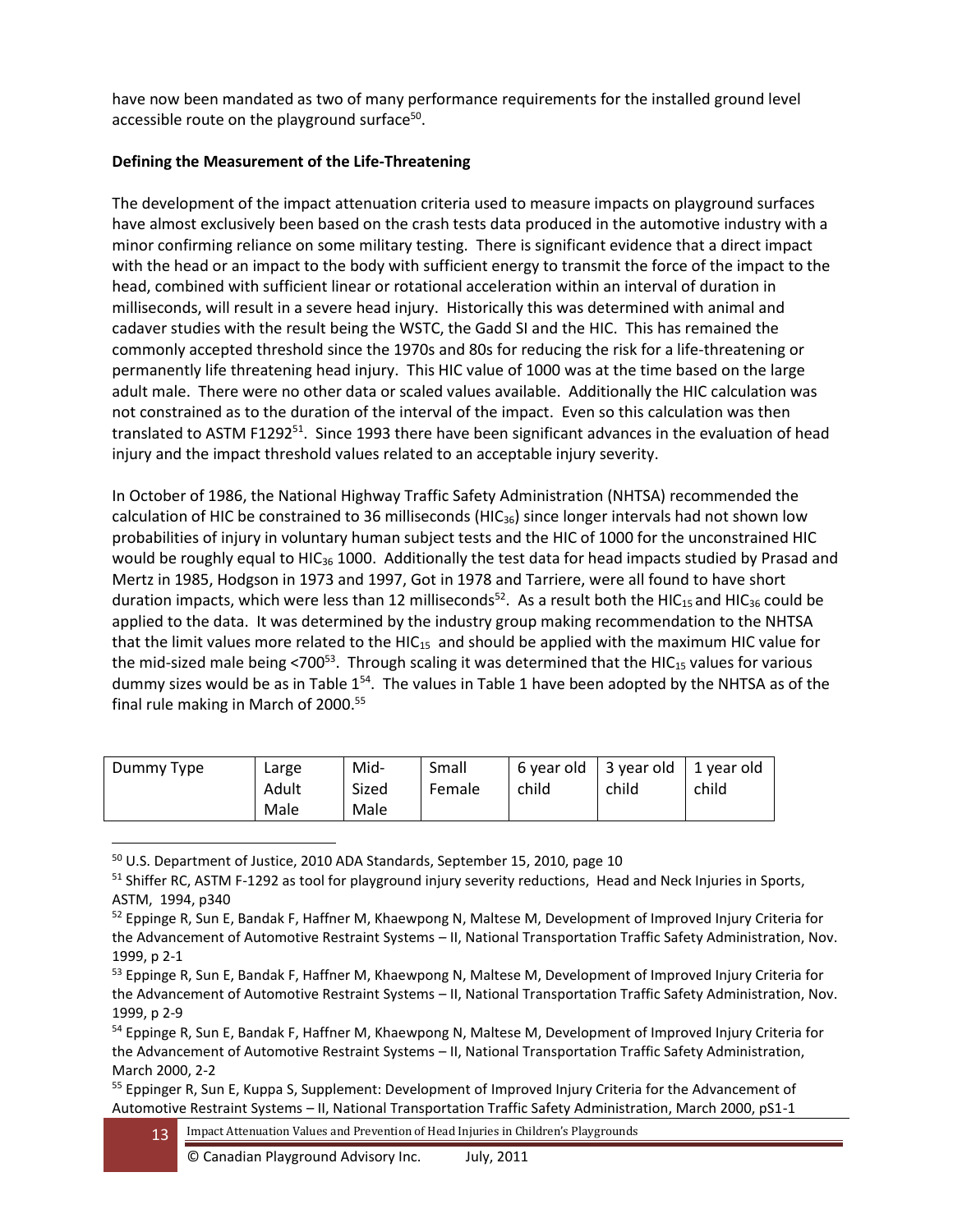have now been mandated as two of many performance requirements for the installed ground level accessible route on the playground surface[50].

**Defining the Measurement of the Life-Threatening**

The development of the impact attenuation criteria used to measure impacts on playground surfaces have almost exclusively been based on the crash tests data produced in the automotive industry with a minor confirming reliance on some military testing. There is significant evidence that a direct impact with the head or an impact to the body with sufficient energy to transmit the force of the impact to the head, combined with sufficient linear or rotational acceleration within an interval of duration in milliseconds, will result in a severe head injury. Historically this was determined with animal and cadaver studies with the result being the WSTC, the Gadd SI and the HIC. This has remained the commonly accepted threshold since the 1970s and 80s for reducing the risk for a life-threatening or permanently life threatening head injury. This HIC value of 1000 was at the time based on the large adult male. There were no other data or scaled values available. Additionally the HIC calculation was not constrained as to the duration of the interval of the impact. Even so this calculation was then translated to ASTM F1292[51]. Since 1993 there have been significant advances in the evaluation of head injury and the impact threshold values related to an acceptable injury severity.

In October of 1986, the National Highway Traffic Safety Administration (NHTSA) recommended the calculation of HIC be constrained to 36 milliseconds ($HIC_{36}$) since longer intervals had not shown low probabilities of injury in voluntary human subject tests and the HIC of 1000 for the unconstrained HIC would be roughly equal to $HIC_{36}$ 1000. Additionally the test data for head impacts studied by Prasad and Mertz in 1985, Hodgson in 1973 and 1997, Got in 1978 and Tarriere, were all found to have short duration impacts, which were less than 12 milliseconds[52]. As a result both the $HIC_{15}$ and $HIC_{36}$ could be applied to the data. It was determined by the industry group making recommendation to the NHTSA that the limit values more related to the $HIC_{15}$ and should be applied with the maximum HIC value for the mid-sized male being <700[53]. Through scaling it was determined that the $HIC_{15}$ values for various dummy sizes would be as in Table 1[54]. The values in Table 1 have been adopted by the NHTSA as of the final rule making in March of 2000.[55]

| Dummy Type | Large Adult Male | Mid-Sized Male | Small Female | 6 year old child | 3 year old child | 1 year old child |
|---|---|---|---|---|---|---|

[50] U.S. Department of Justice, 2010 ADA Standards, September 15, 2010, page 10

[51] Shiffer RC, ASTM F-1292 as tool for playground injury severity reductions, Head and Neck Injuries in Sports, ASTM, 1994, p340

[52] Eppinge R, Sun E, Bandak F, Haffner M, Khaewpong N, Maltese M, Development of Improved Injury Criteria for the Advancement of Automotive Restraint Systems – II, National Transportation Traffic Safety Administration, Nov. 1999, p 2-1

[53] Eppinge R, Sun E, Bandak F, Haffner M, Khaewpong N, Maltese M, Development of Improved Injury Criteria for the Advancement of Automotive Restraint Systems – II, National Transportation Traffic Safety Administration, Nov. 1999, p 2-9

[54] Eppinge R, Sun E, Bandak F, Haffner M, Khaewpong N, Maltese M, Development of Improved Injury Criteria for the Advancement of Automotive Restraint Systems – II, National Transportation Traffic Safety Administration, March 2000, 2-2

[55] Eppinger R, Sun E, Kuppa S, Supplement: Development of Improved Injury Criteria for the Advancement of Automotive Restraint Systems – II, National Transportation Traffic Safety Administration, March 2000, pS1-1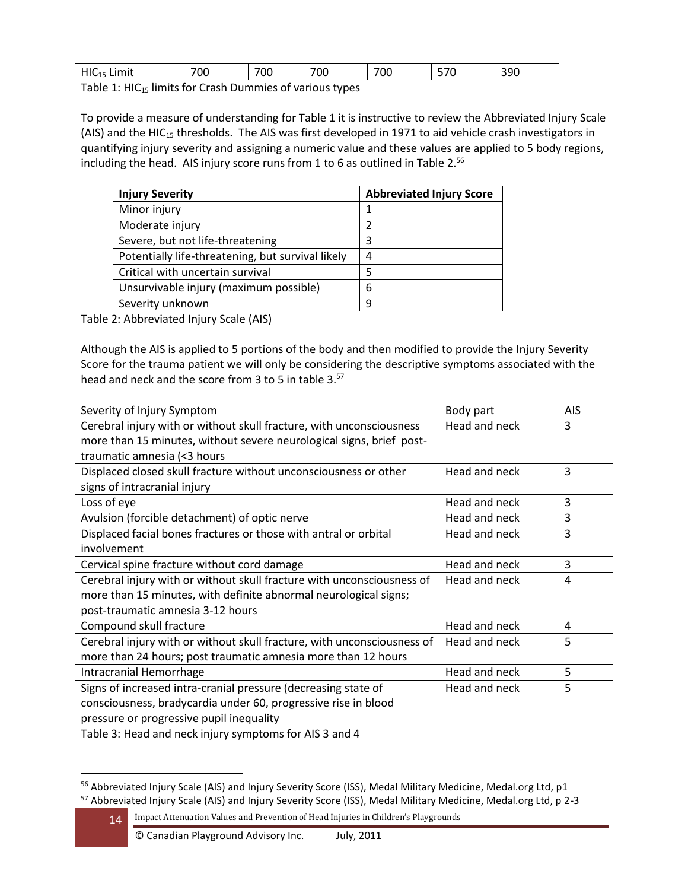| $HIC_{15}$ Limit | 700 | 700 | 700 | 700 | 570 | 390 |
|---|---|---|---|---|---|---|

Table 1: $HIC_{15}$ limits for Crash Dummies of various types

To provide a measure of understanding for Table 1 it is instructive to review the Abbreviated Injury Scale (AIS) and the $HIC_{15}$ thresholds. The AIS was first developed in 1971 to aid vehicle crash investigators in quantifying injury severity and assigning a numeric value and these values are applied to 5 body regions, including the head. AIS injury score runs from 1 to 6 as outlined in Table 2.[56]

| **Injury Severity** | **Abbreviated Injury Score** |
|---|---|
| Minor injury | 1 |
| Moderate injury | 2 |
| Severe, but not life-threatening | 3 |
| Potentially life-threatening, but survival likely | 4 |
| Critical with uncertain survival | 5 |
| Unsurvivable injury (maximum possible) | 6 |
| Severity unknown | 9 |

Table 2: Abbreviated Injury Scale (AIS)

Although the AIS is applied to 5 portions of the body and then modified to provide the Injury Severity Score for the trauma patient we will only be considering the descriptive symptoms associated with the head and neck and the score from 3 to 5 in table 3.[57]

| Severity of Injury Symptom | Body part | AIS |
|---|---|---|
| Cerebral injury with or without skull fracture, with unconsciousness more than 15 minutes, without severe neurological signs, brief post-traumatic amnesia (<3 hours | Head and neck | 3 |
| Displaced closed skull fracture without unconsciousness or other signs of intracranial injury | Head and neck | 3 |
| Loss of eye | Head and neck | 3 |
| Avulsion (forcible detachment) of optic nerve | Head and neck | 3 |
| Displaced facial bones fractures or those with antral or orbital involvement | Head and neck | 3 |
| Cervical spine fracture without cord damage | Head and neck | 3 |
| Cerebral injury with or without skull fracture with unconsciousness of more than 15 minutes, with definite abnormal neurological signs; post-traumatic amnesia 3-12 hours | Head and neck | 4 |
| Compound skull fracture | Head and neck | 4 |
| Cerebral injury with or without skull fracture, with unconsciousness of more than 24 hours; post traumatic amnesia more than 12 hours | Head and neck | 5 |
| Intracranial Hemorrhage | Head and neck | 5 |
| Signs of increased intra-cranial pressure (decreasing state of consciousness, bradycardia under 60, progressive rise in blood pressure or progressive pupil inequality | Head and neck | 5 |

Table 3: Head and neck injury symptoms for AIS 3 and 4

[56] Abbreviated Injury Scale (AIS) and Injury Severity Score (ISS), Medal Military Medicine, Medal.org Ltd, p1

[57] Abbreviated Injury Scale (AIS) and Injury Severity Score (ISS), Medal Military Medicine, Medal.org Ltd, p 2-3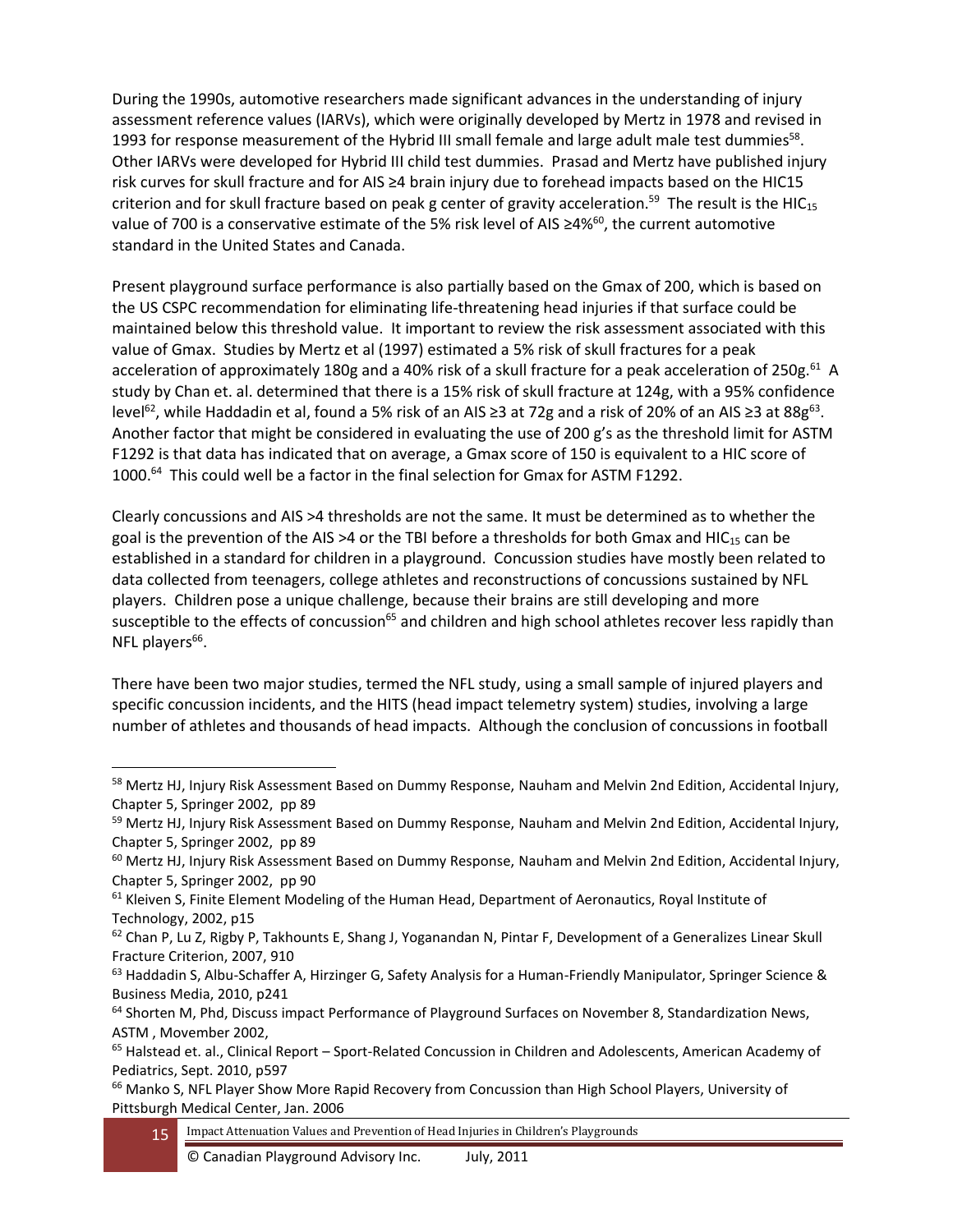During the 1990s, automotive researchers made significant advances in the understanding of injury assessment reference values (IARVs), which were originally developed by Mertz in 1978 and revised in 1993 for response measurement of the Hybrid III small female and large adult male test dummies[58]. Other IARVs were developed for Hybrid III child test dummies. Prasad and Mertz have published injury risk curves for skull fracture and for AIS ≥4 brain injury due to forehead impacts based on the HIC15 criterion and for skull fracture based on peak g center of gravity acceleration.[59] The result is the $HIC_{15}$ value of 700 is a conservative estimate of the 5% risk level of AIS ≥4%[60], the current automotive standard in the United States and Canada.

Present playground surface performance is also partially based on the Gmax of 200, which is based on the US CSPC recommendation for eliminating life-threatening head injuries if that surface could be maintained below this threshold value. It important to review the risk assessment associated with this value of Gmax. Studies by Mertz et al (1997) estimated a 5% risk of skull fractures for a peak acceleration of approximately 180g and a 40% risk of a skull fracture for a peak acceleration of 250g.[61] A study by Chan et. al. determined that there is a 15% risk of skull fracture at 124g, with a 95% confidence level[62], while Haddadin et al, found a 5% risk of an AIS ≥3 at 72g and a risk of 20% of an AIS ≥3 at 88g[63]. Another factor that might be considered in evaluating the use of 200 g's as the threshold limit for ASTM F1292 is that data has indicated that on average, a Gmax score of 150 is equivalent to a HIC score of 1000.[64] This could well be a factor in the final selection for Gmax for ASTM F1292.

Clearly concussions and AIS >4 thresholds are not the same. It must be determined as to whether the goal is the prevention of the AIS >4 or the TBI before a thresholds for both Gmax and $HIC_{15}$ can be established in a standard for children in a playground. Concussion studies have mostly been related to data collected from teenagers, college athletes and reconstructions of concussions sustained by NFL players. Children pose a unique challenge, because their brains are still developing and more susceptible to the effects of concussion[65] and children and high school athletes recover less rapidly than NFL players[66].

There have been two major studies, termed the NFL study, using a small sample of injured players and specific concussion incidents, and the HITS (head impact telemetry system) studies, involving a large number of athletes and thousands of head impacts. Although the conclusion of concussions in football

---

[58] Mertz HJ, Injury Risk Assessment Based on Dummy Response, Nauham and Melvin 2nd Edition, Accidental Injury, Chapter 5, Springer 2002, pp 89

[59] Mertz HJ, Injury Risk Assessment Based on Dummy Response, Nauham and Melvin 2nd Edition, Accidental Injury, Chapter 5, Springer 2002, pp 89

[60] Mertz HJ, Injury Risk Assessment Based on Dummy Response, Nauham and Melvin 2nd Edition, Accidental Injury, Chapter 5, Springer 2002, pp 90

[61] Kleiven S, Finite Element Modeling of the Human Head, Department of Aeronautics, Royal Institute of Technology, 2002, p15

[62] Chan P, Lu Z, Rigby P, Takhounts E, Shang J, Yoganandan N, Pintar F, Development of a Generalizes Linear Skull Fracture Criterion, 2007, 910

[63] Haddadin S, Albu-Schaffer A, Hirzinger G, Safety Analysis for a Human-Friendly Manipulator, Springer Science & Business Media, 2010, p241

[64] Shorten M, Phd, Discuss impact Performance of Playground Surfaces on November 8, Standardization News, ASTM , Movember 2002,

[65] Halstead et. al., Clinical Report – Sport-Related Concussion in Children and Adolescents, American Academy of Pediatrics, Sept. 2010, p597

[66] Manko S, NFL Player Show More Rapid Recovery from Concussion than High School Players, University of Pittsburgh Medical Center, Jan. 2006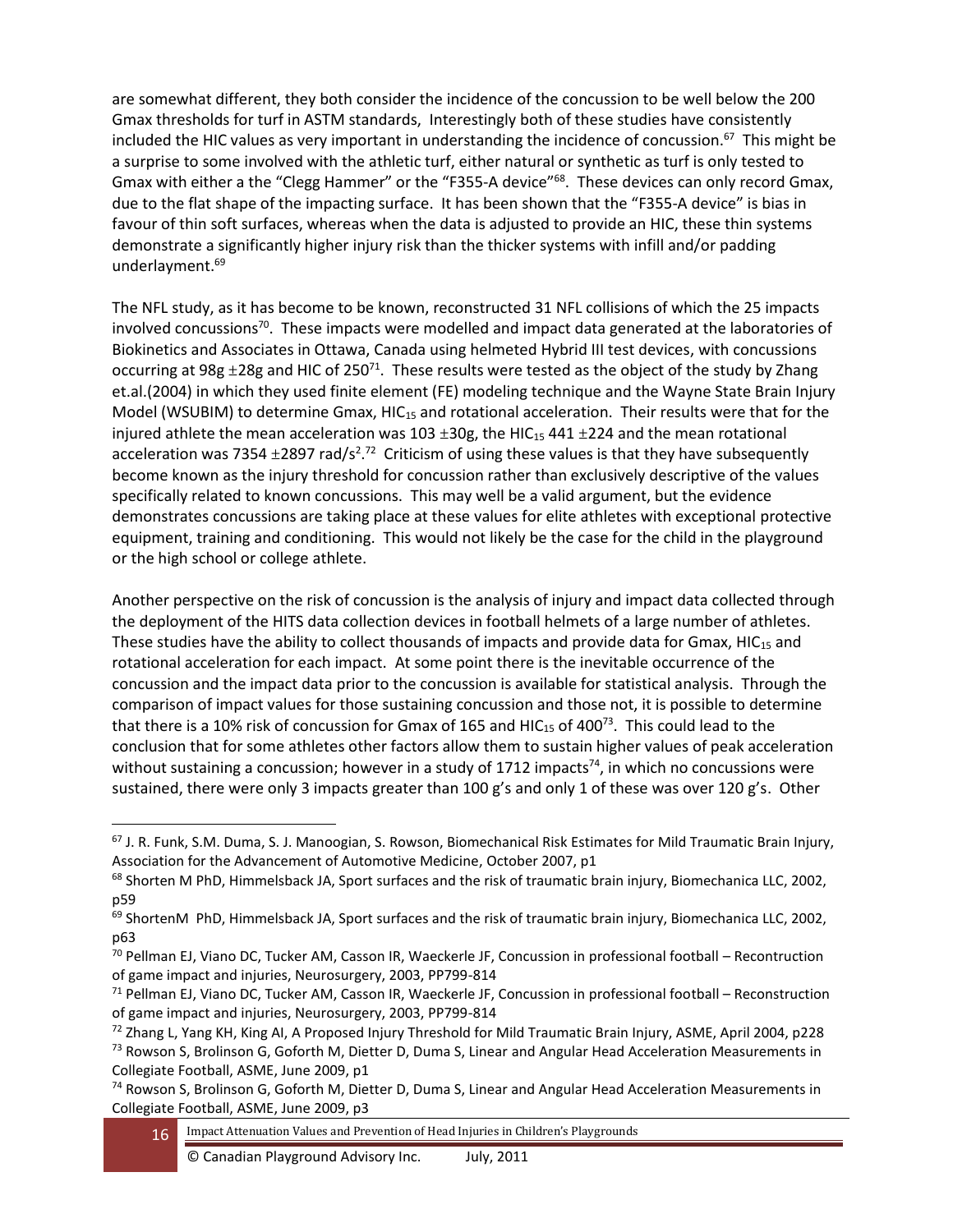are somewhat different, they both consider the incidence of the concussion to be well below the 200 Gmax thresholds for turf in ASTM standards, Interestingly both of these studies have consistently included the HIC values as very important in understanding the incidence of concussion.[67] This might be a surprise to some involved with the athletic turf, either natural or synthetic as turf is only tested to Gmax with either a the "Clegg Hammer" or the "F355-A device"[68]. These devices can only record Gmax, due to the flat shape of the impacting surface. It has been shown that the "F355-A device" is bias in favour of thin soft surfaces, whereas when the data is adjusted to provide an HIC, these thin systems demonstrate a significantly higher injury risk than the thicker systems with infill and/or padding underlayment.[69]

The NFL study, as it has become to be known, reconstructed 31 NFL collisions of which the 25 impacts involved concussions[70]. These impacts were modelled and impact data generated at the laboratories of Biokinetics and Associates in Ottawa, Canada using helmeted Hybrid III test devices, with concussions occurring at 98g ±28g and HIC of 250[71]. These results were tested as the object of the study by Zhang et.al.(2004) in which they used finite element (FE) modeling technique and the Wayne State Brain Injury Model (WSUBIM) to determine Gmax, $HIC_{15}$ and rotational acceleration. Their results were that for the injured athlete the mean acceleration was 103 ±30g, the $HIC_{15}$ 441 ±224 and the mean rotational acceleration was 7354 ±2897 rad/s$^2$.[72] Criticism of using these values is that they have subsequently become known as the injury threshold for concussion rather than exclusively descriptive of the values specifically related to known concussions. This may well be a valid argument, but the evidence demonstrates concussions are taking place at these values for elite athletes with exceptional protective equipment, training and conditioning. This would not likely be the case for the child in the playground or the high school or college athlete.

Another perspective on the risk of concussion is the analysis of injury and impact data collected through the deployment of the HITS data collection devices in football helmets of a large number of athletes. These studies have the ability to collect thousands of impacts and provide data for Gmax, $HIC_{15}$ and rotational acceleration for each impact. At some point there is the inevitable occurrence of the concussion and the impact data prior to the concussion is available for statistical analysis. Through the comparison of impact values for those sustaining concussion and those not, it is possible to determine that there is a 10% risk of concussion for Gmax of 165 and $HIC_{15}$ of 400[73]. This could lead to the conclusion that for some athletes other factors allow them to sustain higher values of peak acceleration without sustaining a concussion; however in a study of 1712 impacts[74], in which no concussions were sustained, there were only 3 impacts greater than 100 g's and only 1 of these was over 120 g's. Other

---

[67] J. R. Funk, S.M. Duma, S. J. Manoogian, S. Rowson, Biomechanical Risk Estimates for Mild Traumatic Brain Injury, Association for the Advancement of Automotive Medicine, October 2007, p1

[68] Shorten M PhD, Himmelsback JA, Sport surfaces and the risk of traumatic brain injury, Biomechanica LLC, 2002, p59

[69] ShortenM PhD, Himmelsback JA, Sport surfaces and the risk of traumatic brain injury, Biomechanica LLC, 2002, p63

[70] Pellman EJ, Viano DC, Tucker AM, Casson IR, Waeckerle JF, Concussion in professional football – Recontruction of game impact and injuries, Neurosurgery, 2003, PP799-814

[71] Pellman EJ, Viano DC, Tucker AM, Casson IR, Waeckerle JF, Concussion in professional football – Reconstruction of game impact and injuries, Neurosurgery, 2003, PP799-814

[72] Zhang L, Yang KH, King AI, A Proposed Injury Threshold for Mild Traumatic Brain Injury, ASME, April 2004, p228

[73] Rowson S, Brolinson G, Goforth M, Dietter D, Duma S, Linear and Angular Head Acceleration Measurements in Collegiate Football, ASME, June 2009, p1

[74] Rowson S, Brolinson G, Goforth M, Dietter D, Duma S, Linear and Angular Head Acceleration Measurements in Collegiate Football, ASME, June 2009, p3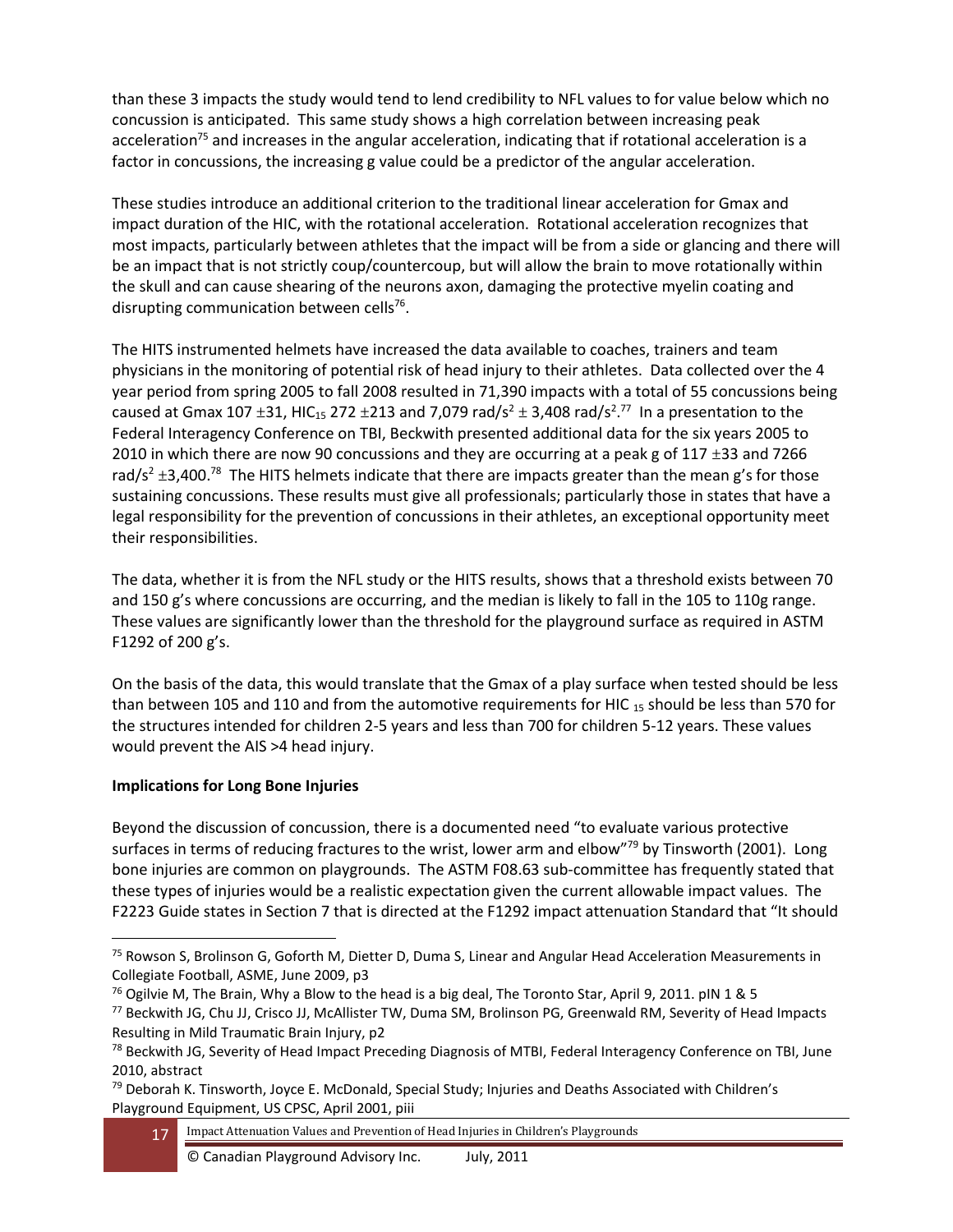than these 3 impacts the study would tend to lend credibility to NFL values to for value below which no concussion is anticipated. This same study shows a high correlation between increasing peak acceleration[75] and increases in the angular acceleration, indicating that if rotational acceleration is a factor in concussions, the increasing g value could be a predictor of the angular acceleration.

These studies introduce an additional criterion to the traditional linear acceleration for Gmax and impact duration of the HIC, with the rotational acceleration. Rotational acceleration recognizes that most impacts, particularly between athletes that the impact will be from a side or glancing and there will be an impact that is not strictly coup/countercoup, but will allow the brain to move rotationally within the skull and can cause shearing of the neurons axon, damaging the protective myelin coating and disrupting communication between cells[76].

The HITS instrumented helmets have increased the data available to coaches, trainers and team physicians in the monitoring of potential risk of head injury to their athletes. Data collected over the 4 year period from spring 2005 to fall 2008 resulted in 71,390 impacts with a total of 55 concussions being caused at Gmax 107 $\pm$31, $HIC_{15}$ 272 $\pm$213 and 7,079 rad/$s^2$ $\pm$ 3,408 rad/$s^2$.[77] In a presentation to the Federal Interagency Conference on TBI, Beckwith presented additional data for the six years 2005 to 2010 in which there are now 90 concussions and they are occurring at a peak g of 117 $\pm$33 and 7266 rad/$s^2$ $\pm$3,400.[78] The HITS helmets indicate that there are impacts greater than the mean g's for those sustaining concussions. These results must give all professionals; particularly those in states that have a legal responsibility for the prevention of concussions in their athletes, an exceptional opportunity meet their responsibilities.

The data, whether it is from the NFL study or the HITS results, shows that a threshold exists between 70 and 150 g's where concussions are occurring, and the median is likely to fall in the 105 to 110g range. These values are significantly lower than the threshold for the playground surface as required in ASTM F1292 of 200 g's.

On the basis of the data, this would translate that the Gmax of a play surface when tested should be less than between 105 and 110 and from the automotive requirements for $HIC_{15}$ should be less than 570 for the structures intended for children 2-5 years and less than 700 for children 5-12 years. These values would prevent the AIS >4 head injury.

**Implications for Long Bone Injuries**

Beyond the discussion of concussion, there is a documented need "to evaluate various protective surfaces in terms of reducing fractures to the wrist, lower arm and elbow"[79] by Tinsworth (2001). Long bone injuries are common on playgrounds. The ASTM F08.63 sub-committee has frequently stated that these types of injuries would be a realistic expectation given the current allowable impact values. The F2223 Guide states in Section 7 that is directed at the F1292 impact attenuation Standard that "It should

---

[75] Rowson S, Brolinson G, Goforth M, Dietter D, Duma S, Linear and Angular Head Acceleration Measurements in Collegiate Football, ASME, June 2009, p3

[76] Ogilvie M, The Brain, Why a Blow to the head is a big deal, The Toronto Star, April 9, 2011. pIN 1 & 5

[77] Beckwith JG, Chu JJ, Crisco JJ, McAllister TW, Duma SM, Brolinson PG, Greenwald RM, Severity of Head Impacts Resulting in Mild Traumatic Brain Injury, p2

[78] Beckwith JG, Severity of Head Impact Preceding Diagnosis of MTBI, Federal Interagency Conference on TBI, June 2010, abstract

[79] Deborah K. Tinsworth, Joyce E. McDonald, Special Study; Injuries and Deaths Associated with Children's Playground Equipment, US CPSC, April 2001, piii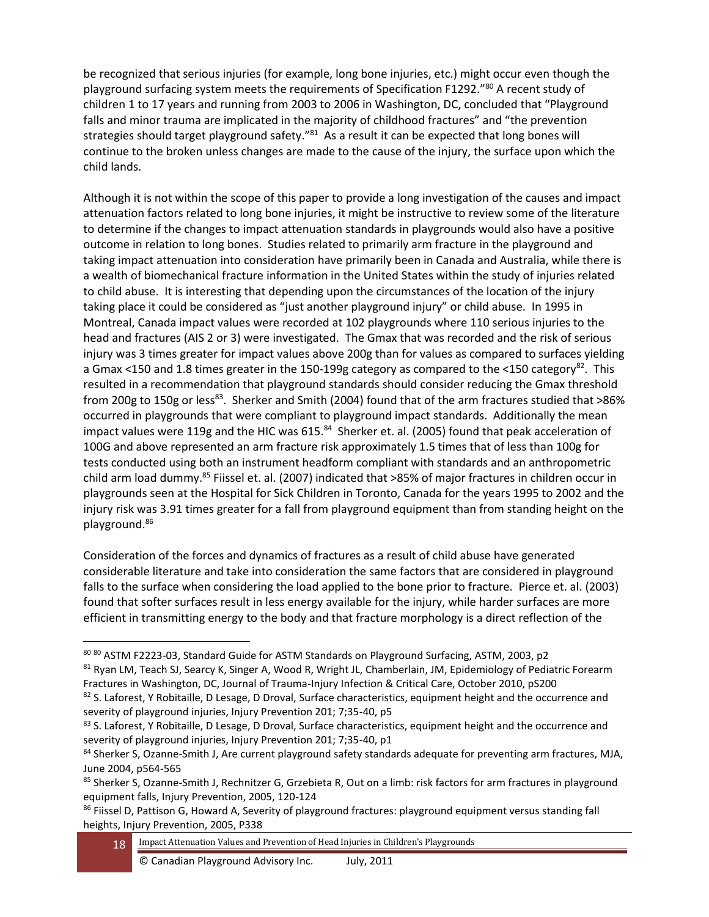be recognized that serious injuries (for example, long bone injuries, etc.) might occur even though the playground surfacing system meets the requirements of Specification F1292."[80] A recent study of children 1 to 17 years and running from 2003 to 2006 in Washington, DC, concluded that "Playground falls and minor trauma are implicated in the majority of childhood fractures" and "the prevention strategies should target playground safety."[81] As a result it can be expected that long bones will continue to the broken unless changes are made to the cause of the injury, the surface upon which the child lands.

Although it is not within the scope of this paper to provide a long investigation of the causes and impact attenuation factors related to long bone injuries, it might be instructive to review some of the literature to determine if the changes to impact attenuation standards in playgrounds would also have a positive outcome in relation to long bones. Studies related to primarily arm fracture in the playground and taking impact attenuation into consideration have primarily been in Canada and Australia, while there is a wealth of biomechanical fracture information in the United States within the study of injuries related to child abuse. It is interesting that depending upon the circumstances of the location of the injury taking place it could be considered as "just another playground injury" or child abuse. In 1995 in Montreal, Canada impact values were recorded at 102 playgrounds where 110 serious injuries to the head and fractures (AIS 2 or 3) were investigated. The Gmax that was recorded and the risk of serious injury was 3 times greater for impact values above 200g than for values as compared to surfaces yielding a Gmax <150 and 1.8 times greater in the 150-199g category as compared to the <150 category[82]. This resulted in a recommendation that playground standards should consider reducing the Gmax threshold from 200g to 150g or less[83]. Sherker and Smith (2004) found that of the arm fractures studied that >86% occurred in playgrounds that were compliant to playground impact standards. Additionally the mean impact values were 119g and the HIC was 615.[84] Sherker et. al. (2005) found that peak acceleration of 100G and above represented an arm fracture risk approximately 1.5 times that of less than 100g for tests conducted using both an instrument headform compliant with standards and an anthropometric child arm load dummy.[85] Fiissel et. al. (2007) indicated that >85% of major fractures in children occur in playgrounds seen at the Hospital for Sick Children in Toronto, Canada for the years 1995 to 2002 and the injury risk was 3.91 times greater for a fall from playground equipment than from standing height on the playground.[86]

Consideration of the forces and dynamics of fractures as a result of child abuse have generated considerable literature and take into consideration the same factors that are considered in playground falls to the surface when considering the load applied to the bone prior to fracture. Pierce et. al. (2003) found that softer surfaces result in less energy available for the injury, while harder surfaces are more efficient in transmitting energy to the body and that fracture morphology is a direct reflection of the

---

[80] [80] ASTM F2223-03, Standard Guide for ASTM Standards on Playground Surfacing, ASTM, 2003, p2

[81] Ryan LM, Teach SJ, Searcy K, Singer A, Wood R, Wright JL, Chamberlain, JM, Epidemiology of Pediatric Forearm Fractures in Washington, DC, Journal of Trauma-Injury Infection & Critical Care, October 2010, pS200

[82] S. Laforest, Y Robitaille, D Lesage, D Droval, Surface characteristics, equipment height and the occurrence and severity of playground injuries, Injury Prevention 201; 7;35-40, p5

[83] S. Laforest, Y Robitaille, D Lesage, D Droval, Surface characteristics, equipment height and the occurrence and severity of playground injuries, Injury Prevention 201; 7;35-40, p1

[84] Sherker S, Ozanne-Smith J, Are current playground safety standards adequate for preventing arm fractures, MJA, June 2004, p564-565

[85] Sherker S, Ozanne-Smith J, Rechnitzer G, Grzebieta R, Out on a limb: risk factors for arm fractures in playground equipment falls, Injury Prevention, 2005, 120-124

[86] Fiissel D, Pattison G, Howard A, Severity of playground fractures: playground equipment versus standing fall heights, Injury Prevention, 2005, P338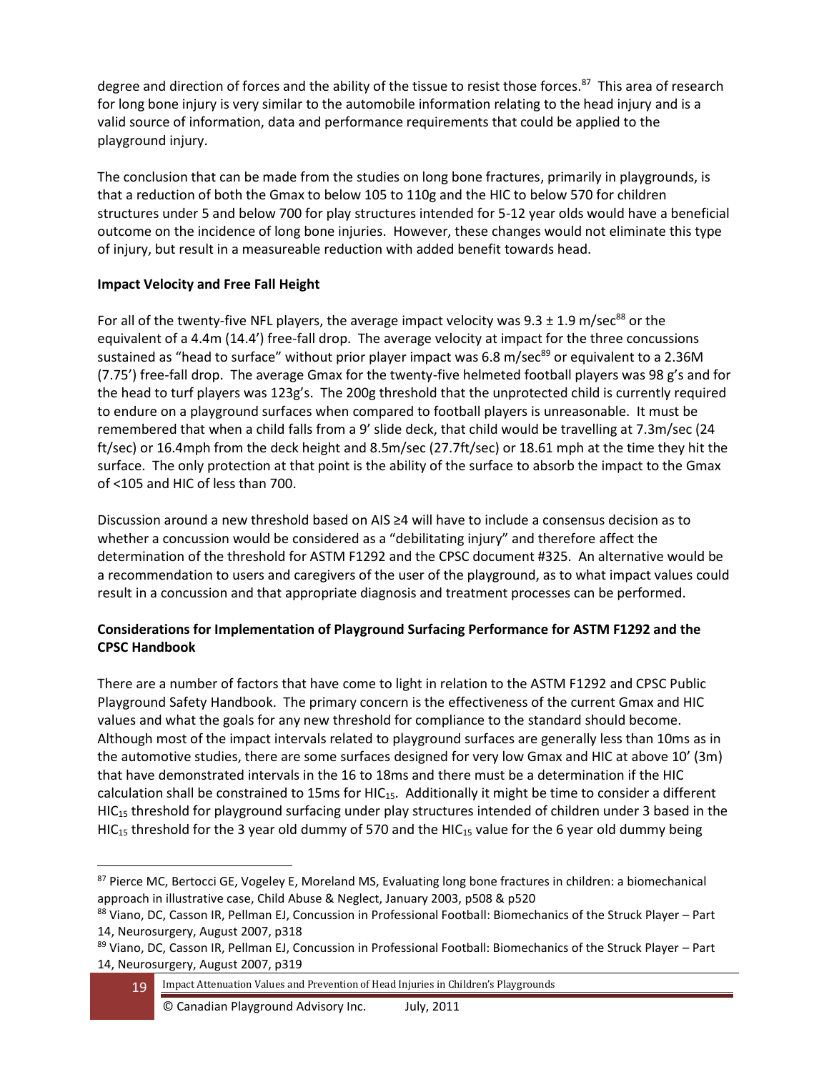degree and direction of forces and the ability of the tissue to resist those forces.[87] This area of research for long bone injury is very similar to the automobile information relating to the head injury and is a valid source of information, data and performance requirements that could be applied to the playground injury.

The conclusion that can be made from the studies on long bone fractures, primarily in playgrounds, is that a reduction of both the Gmax to below 105 to 110g and the HIC to below 570 for children structures under 5 and below 700 for play structures intended for 5-12 year olds would have a beneficial outcome on the incidence of long bone injuries. However, these changes would not eliminate this type of injury, but result in a measureable reduction with added benefit towards head.

**Impact Velocity and Free Fall Height**

For all of the twenty-five NFL players, the average impact velocity was 9.3 ± 1.9 m/sec[88] or the equivalent of a 4.4m (14.4') free-fall drop. The average velocity at impact for the three concussions sustained as "head to surface" without prior player impact was 6.8 m/sec[89] or equivalent to a 2.36M (7.75') free-fall drop. The average Gmax for the twenty-five helmeted football players was 98 g's and for the head to turf players was 123g's. The 200g threshold that the unprotected child is currently required to endure on a playground surfaces when compared to football players is unreasonable. It must be remembered that when a child falls from a 9' slide deck, that child would be travelling at 7.3m/sec (24 ft/sec) or 16.4mph from the deck height and 8.5m/sec (27.7ft/sec) or 18.61 mph at the time they hit the surface. The only protection at that point is the ability of the surface to absorb the impact to the Gmax of <105 and HIC of less than 700.

Discussion around a new threshold based on AIS ≥4 will have to include a consensus decision as to whether a concussion would be considered as a "debilitating injury" and therefore affect the determination of the threshold for ASTM F1292 and the CPSC document #325. An alternative would be a recommendation to users and caregivers of the user of the playground, as to what impact values could result in a concussion and that appropriate diagnosis and treatment processes can be performed.

**Considerations for Implementation of Playground Surfacing Performance for ASTM F1292 and the CPSC Handbook**

There are a number of factors that have come to light in relation to the ASTM F1292 and CPSC Public Playground Safety Handbook. The primary concern is the effectiveness of the current Gmax and HIC values and what the goals for any new threshold for compliance to the standard should become. Although most of the impact intervals related to playground surfaces are generally less than 10ms as in the automotive studies, there are some surfaces designed for very low Gmax and HIC at above 10' (3m) that have demonstrated intervals in the 16 to 18ms and there must be a determination if the HIC calculation shall be constrained to 15ms for $HIC_{15}$. Additionally it might be time to consider a different $HIC_{15}$ threshold for playground surfacing under play structures intended of children under 3 based in the $HIC_{15}$ threshold for the 3 year old dummy of 570 and the $HIC_{15}$ value for the 6 year old dummy being

---

[87] Pierce MC, Bertocci GE, Vogeley E, Moreland MS, Evaluating long bone fractures in children: a biomechanical approach in illustrative case, Child Abuse & Neglect, January 2003, p508 & p520

[88] Viano, DC, Casson IR, Pellman EJ, Concussion in Professional Football: Biomechanics of the Struck Player – Part 14, Neurosurgery, August 2007, p318

[89] Viano, DC, Casson IR, Pellman EJ, Concussion in Professional Football: Biomechanics of the Struck Player – Part 14, Neurosurgery, August 2007, p319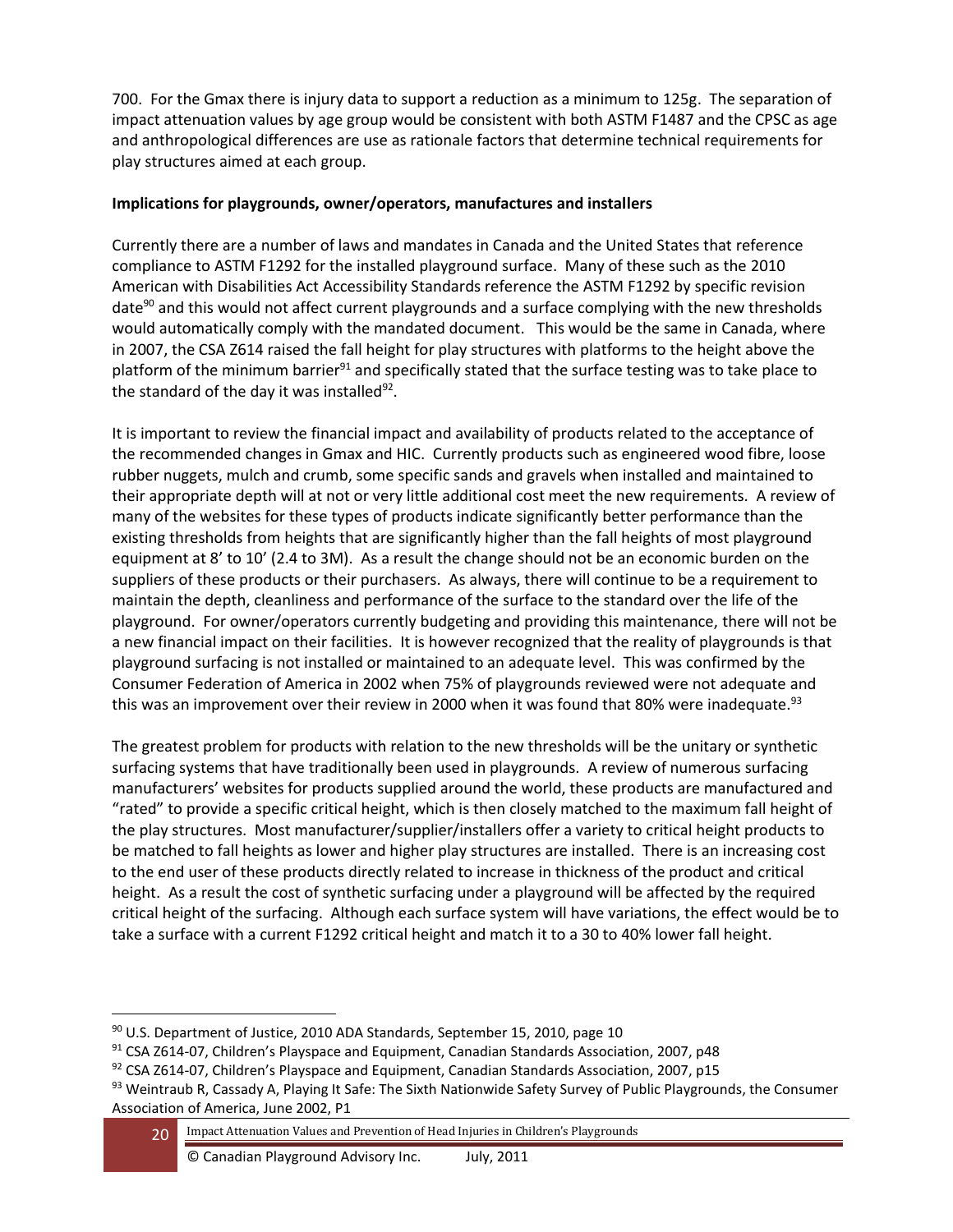700. For the Gmax there is injury data to support a reduction as a minimum to 125g. The separation of impact attenuation values by age group would be consistent with both ASTM F1487 and the CPSC as age and anthropological differences are use as rationale factors that determine technical requirements for play structures aimed at each group.

**Implications for playgrounds, owner/operators, manufactures and installers**

Currently there are a number of laws and mandates in Canada and the United States that reference compliance to ASTM F1292 for the installed playground surface. Many of these such as the 2010 American with Disabilities Act Accessibility Standards reference the ASTM F1292 by specific revision date[90] and this would not affect current playgrounds and a surface complying with the new thresholds would automatically comply with the mandated document. This would be the same in Canada, where in 2007, the CSA Z614 raised the fall height for play structures with platforms to the height above the platform of the minimum barrier[91] and specifically stated that the surface testing was to take place to the standard of the day it was installed[92].

It is important to review the financial impact and availability of products related to the acceptance of the recommended changes in Gmax and HIC. Currently products such as engineered wood fibre, loose rubber nuggets, mulch and crumb, some specific sands and gravels when installed and maintained to their appropriate depth will at not or very little additional cost meet the new requirements. A review of many of the websites for these types of products indicate significantly better performance than the existing thresholds from heights that are significantly higher than the fall heights of most playground equipment at 8' to 10' (2.4 to 3M). As a result the change should not be an economic burden on the suppliers of these products or their purchasers. As always, there will continue to be a requirement to maintain the depth, cleanliness and performance of the surface to the standard over the life of the playground. For owner/operators currently budgeting and providing this maintenance, there will not be a new financial impact on their facilities. It is however recognized that the reality of playgrounds is that playground surfacing is not installed or maintained to an adequate level. This was confirmed by the Consumer Federation of America in 2002 when 75% of playgrounds reviewed were not adequate and this was an improvement over their review in 2000 when it was found that 80% were inadequate.[93]

The greatest problem for products with relation to the new thresholds will be the unitary or synthetic surfacing systems that have traditionally been used in playgrounds. A review of numerous surfacing manufacturers' websites for products supplied around the world, these products are manufactured and "rated" to provide a specific critical height, which is then closely matched to the maximum fall height of the play structures. Most manufacturer/supplier/installers offer a variety to critical height products to be matched to fall heights as lower and higher play structures are installed. There is an increasing cost to the end user of these products directly related to increase in thickness of the product and critical height. As a result the cost of synthetic surfacing under a playground will be affected by the required critical height of the surfacing. Although each surface system will have variations, the effect would be to take a surface with a current F1292 critical height and match it to a 30 to 40% lower fall height.

---

[90] U.S. Department of Justice, 2010 ADA Standards, September 15, 2010, page 10

[91] CSA Z614-07, Children's Playspace and Equipment, Canadian Standards Association, 2007, p48

[92] CSA Z614-07, Children's Playspace and Equipment, Canadian Standards Association, 2007, p15

[93] Weintraub R, Cassady A, Playing It Safe: The Sixth Nationwide Safety Survey of Public Playgrounds, the Consumer Association of America, June 2002, P1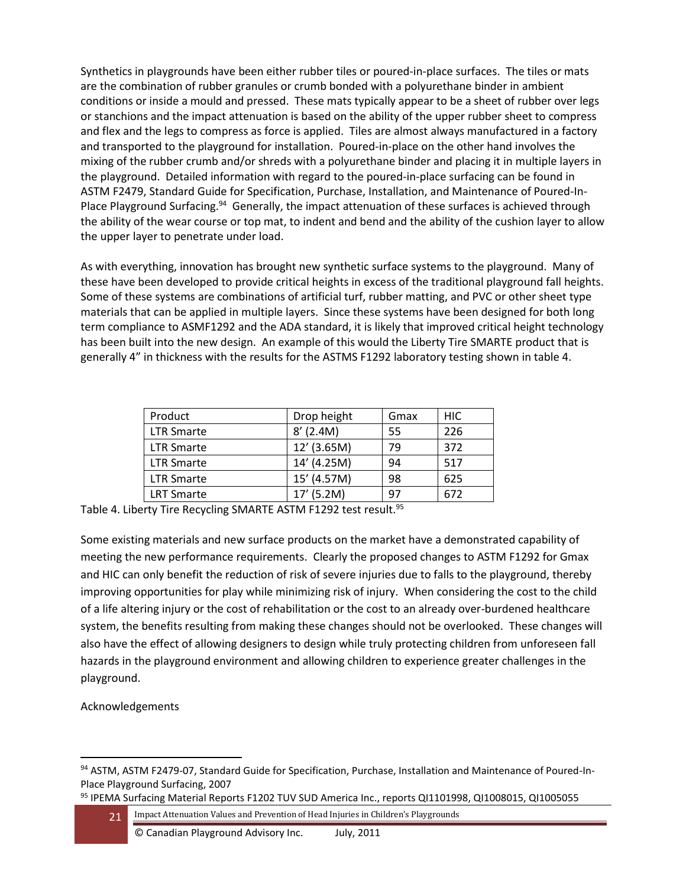Synthetics in playgrounds have been either rubber tiles or poured-in-place surfaces. The tiles or mats are the combination of rubber granules or crumb bonded with a polyurethane binder in ambient conditions or inside a mould and pressed. These mats typically appear to be a sheet of rubber over legs or stanchions and the impact attenuation is based on the ability of the upper rubber sheet to compress and flex and the legs to compress as force is applied. Tiles are almost always manufactured in a factory and transported to the playground for installation. Poured-in-place on the other hand involves the mixing of the rubber crumb and/or shreds with a polyurethane binder and placing it in multiple layers in the playground. Detailed information with regard to the poured-in-place surfacing can be found in ASTM F2479, Standard Guide for Specification, Purchase, Installation, and Maintenance of Poured-In-Place Playground Surfacing.[94] Generally, the impact attenuation of these surfaces is achieved through the ability of the wear course or top mat, to indent and bend and the ability of the cushion layer to allow the upper layer to penetrate under load.

As with everything, innovation has brought new synthetic surface systems to the playground. Many of these have been developed to provide critical heights in excess of the traditional playground fall heights. Some of these systems are combinations of artificial turf, rubber matting, and PVC or other sheet type materials that can be applied in multiple layers. Since these systems have been designed for both long term compliance to ASMF1292 and the ADA standard, it is likely that improved critical height technology has been built into the new design. An example of this would the Liberty Tire SMARTE product that is generally 4" in thickness with the results for the ASTMS F1292 laboratory testing shown in table 4.

| Product | Drop height | Gmax | HIC |
|---|---|---|---|
| LTR Smarte | 8' (2.4M) | 55 | 226 |
| LTR Smarte | 12' (3.65M) | 79 | 372 |
| LTR Smarte | 14' (4.25M) | 94 | 517 |
| LTR Smarte | 15' (4.57M) | 98 | 625 |
| LRT Smarte | 17' (5.2M) | 97 | 672 |

Table 4. Liberty Tire Recycling SMARTE ASTM F1292 test result.[95]

Some existing materials and new surface products on the market have a demonstrated capability of meeting the new performance requirements. Clearly the proposed changes to ASTM F1292 for Gmax and HIC can only benefit the reduction of risk of severe injuries due to falls to the playground, thereby improving opportunities for play while minimizing risk of injury. When considering the cost to the child of a life altering injury or the cost of rehabilitation or the cost to an already over-burdened healthcare system, the benefits resulting from making these changes should not be overlooked. These changes will also have the effect of allowing designers to design while truly protecting children from unforeseen fall hazards in the playground environment and allowing children to experience greater challenges in the playground.

Acknowledgements

---

[94] ASTM, ASTM F2479-07, Standard Guide for Specification, Purchase, Installation and Maintenance of Poured-In-Place Playground Surfacing, 2007

[95] IPEMA Surfacing Material Reports F1202 TUV SUD America Inc., reports QI1101998, QI1008015, QI1005055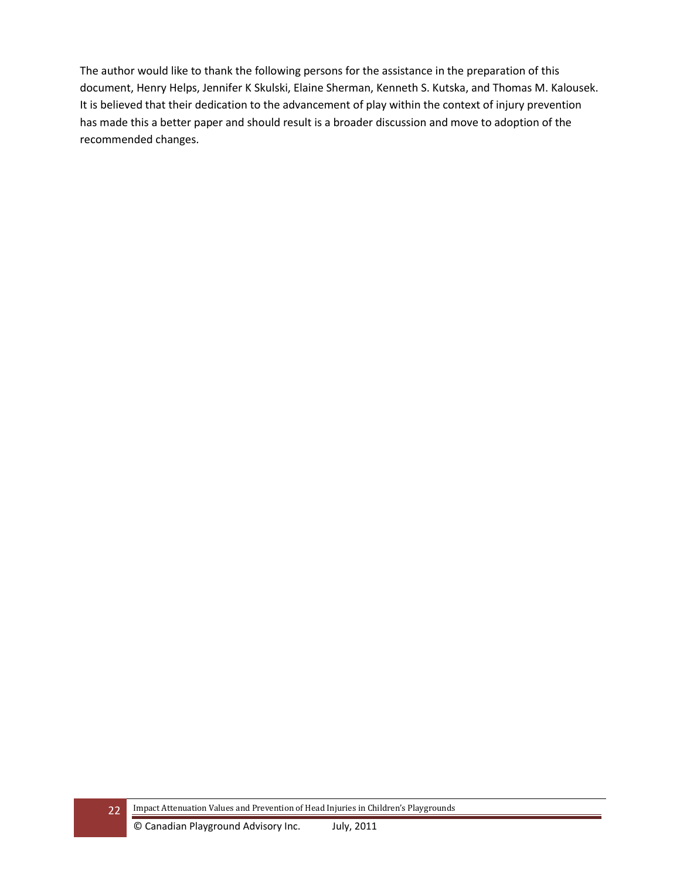The author would like to thank the following persons for the assistance in the preparation of this document, Henry Helps, Jennifer K Skulski, Elaine Sherman, Kenneth S. Kutska, and Thomas M. Kalousek. It is believed that their dedication to the advancement of play within the context of injury prevention has made this a better paper and should result is a broader discussion and move to adoption of the recommended changes.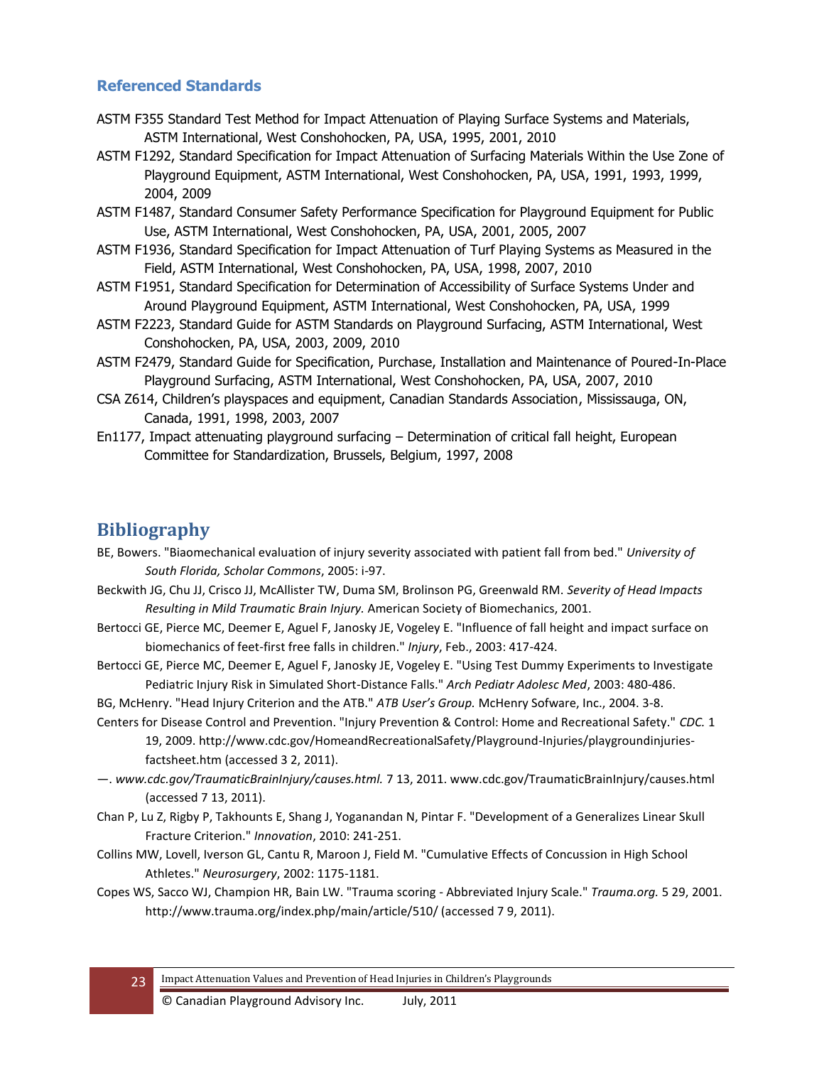## Referenced Standards

ASTM F355 Standard Test Method for Impact Attenuation of Playing Surface Systems and Materials, ASTM International, West Conshohocken, PA, USA, 1995, 2001, 2010

ASTM F1292, Standard Specification for Impact Attenuation of Surfacing Materials Within the Use Zone of Playground Equipment, ASTM International, West Conshohocken, PA, USA, 1991, 1993, 1999, 2004, 2009

ASTM F1487, Standard Consumer Safety Performance Specification for Playground Equipment for Public Use, ASTM International, West Conshohocken, PA, USA, 2001, 2005, 2007

ASTM F1936, Standard Specification for Impact Attenuation of Turf Playing Systems as Measured in the Field, ASTM International, West Conshohocken, PA, USA, 1998, 2007, 2010

ASTM F1951, Standard Specification for Determination of Accessibility of Surface Systems Under and Around Playground Equipment, ASTM International, West Conshohocken, PA, USA, 1999

ASTM F2223, Standard Guide for ASTM Standards on Playground Surfacing, ASTM International, West Conshohocken, PA, USA, 2003, 2009, 2010

ASTM F2479, Standard Guide for Specification, Purchase, Installation and Maintenance of Poured-In-Place Playground Surfacing, ASTM International, West Conshohocken, PA, USA, 2007, 2010

CSA Z614, Children's playspaces and equipment, Canadian Standards Association, Mississauga, ON, Canada, 1991, 1998, 2003, 2007

En1177, Impact attenuating playground surfacing – Determination of critical fall height, European Committee for Standardization, Brussels, Belgium, 1997, 2008

# Bibliography

BE, Bowers. "Biaomechanical evaluation of injury severity associated with patient fall from bed." *University of South Florida, Scholar Commons*, 2005: i-97.

Beckwith JG, Chu JJ, Crisco JJ, McAllister TW, Duma SM, Brolinson PG, Greenwald RM. *Severity of Head Impacts Resulting in Mild Traumatic Brain Injury.* American Society of Biomechanics, 2001.

Bertocci GE, Pierce MC, Deemer E, Aguel F, Janosky JE, Vogeley E. "Influence of fall height and impact surface on biomechanics of feet-first free falls in children." *Injury*, Feb., 2003: 417-424.

Bertocci GE, Pierce MC, Deemer E, Aguel F, Janosky JE, Vogeley E. "Using Test Dummy Experiments to Investigate Pediatric Injury Risk in Simulated Short-Distance Falls." *Arch Pediatr Adolesc Med*, 2003: 480-486.

BG, McHenry. "Head Injury Criterion and the ATB." *ATB User's Group.* McHenry Sofware, Inc., 2004. 3-8.

Centers for Disease Control and Prevention. "Injury Prevention & Control: Home and Recreational Safety." *CDC.* 1 19, 2009. http://www.cdc.gov/HomeandRecreationalSafety/Playground-Injuries/playgroundinjuries-factsheet.htm (accessed 3 2, 2011).

—. *www.cdc.gov/TraumaticBrainInjury/causes.html.* 7 13, 2011. www.cdc.gov/TraumaticBrainInjury/causes.html (accessed 7 13, 2011).

Chan P, Lu Z, Rigby P, Takhounts E, Shang J, Yoganandan N, Pintar F. "Development of a Generalizes Linear Skull Fracture Criterion." *Innovation*, 2010: 241-251.

Collins MW, Lovell, Iverson GL, Cantu R, Maroon J, Field M. "Cumulative Effects of Concussion in High School Athletes." *Neurosurgery*, 2002: 1175-1181.

Copes WS, Sacco WJ, Champion HR, Bain LW. "Trauma scoring - Abbreviated Injury Scale." *Trauma.org.* 5 29, 2001. http://www.trauma.org/index.php/main/article/510/ (accessed 7 9, 2011).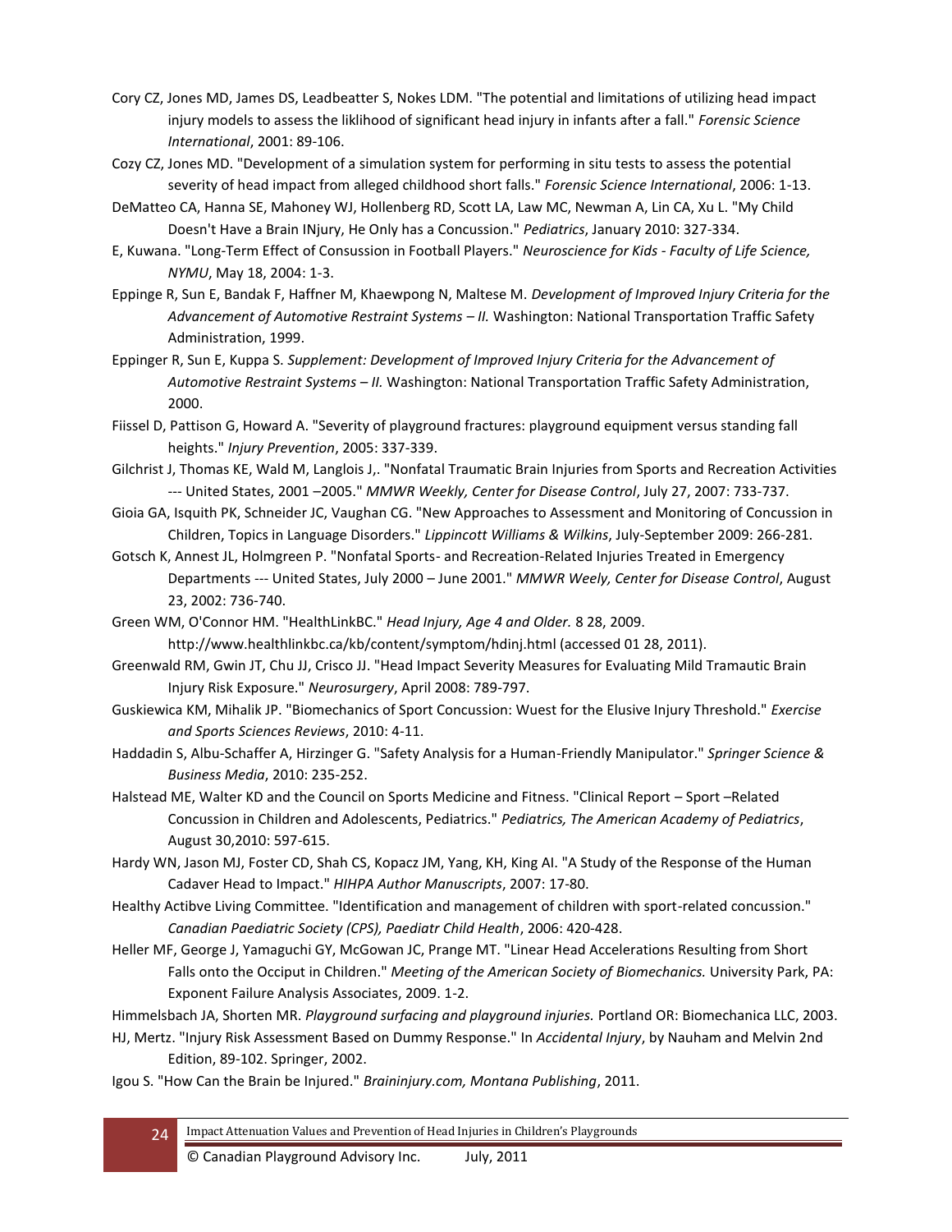Cory CZ, Jones MD, James DS, Leadbeatter S, Nokes LDM. "The potential and limitations of utilizing head impact injury models to assess the liklihood of significant head injury in infants after a fall." *Forensic Science International*, 2001: 89-106.

Cozy CZ, Jones MD. "Development of a simulation system for performing in situ tests to assess the potential severity of head impact from alleged childhood short falls." *Forensic Science International*, 2006: 1-13.

DeMatteo CA, Hanna SE, Mahoney WJ, Hollenberg RD, Scott LA, Law MC, Newman A, Lin CA, Xu L. "My Child Doesn't Have a Brain INjury, He Only has a Concussion." *Pediatrics*, January 2010: 327-334.

E, Kuwana. "Long-Term Effect of Consussion in Football Players." *Neuroscience for Kids - Faculty of Life Science, NYMU*, May 18, 2004: 1-3.

Eppinge R, Sun E, Bandak F, Haffner M, Khaewpong N, Maltese M. *Development of Improved Injury Criteria for the Advancement of Automotive Restraint Systems – II.* Washington: National Transportation Traffic Safety Administration, 1999.

Eppinger R, Sun E, Kuppa S. *Supplement: Development of Improved Injury Criteria for the Advancement of Automotive Restraint Systems – II.* Washington: National Transportation Traffic Safety Administration, 2000.

Fiissel D, Pattison G, Howard A. "Severity of playground fractures: playground equipment versus standing fall heights." *Injury Prevention*, 2005: 337-339.

Gilchrist J, Thomas KE, Wald M, Langlois J,. "Nonfatal Traumatic Brain Injuries from Sports and Recreation Activities --- United States, 2001 –2005." *MMWR Weekly, Center for Disease Control*, July 27, 2007: 733-737.

Gioia GA, Isquith PK, Schneider JC, Vaughan CG. "New Approaches to Assessment and Monitoring of Concussion in Children, Topics in Language Disorders." *Lippincott Williams & Wilkins*, July-September 2009: 266-281.

Gotsch K, Annest JL, Holmgreen P. "Nonfatal Sports- and Recreation-Related Injuries Treated in Emergency Departments --- United States, July 2000 – June 2001." *MMWR Weely, Center for Disease Control*, August 23, 2002: 736-740.

Green WM, O'Connor HM. "HealthLinkBC." *Head Injury, Age 4 and Older.* 8 28, 2009. http://www.healthlinkbc.ca/kb/content/symptom/hdinj.html (accessed 01 28, 2011).

Greenwald RM, Gwin JT, Chu JJ, Crisco JJ. "Head Impact Severity Measures for Evaluating Mild Tramautic Brain Injury Risk Exposure." *Neurosurgery*, April 2008: 789-797.

Guskiewica KM, Mihalik JP. "Biomechanics of Sport Concussion: Wuest for the Elusive Injury Threshold." *Exercise and Sports Sciences Reviews*, 2010: 4-11.

Haddadin S, Albu-Schaffer A, Hirzinger G. "Safety Analysis for a Human-Friendly Manipulator." *Springer Science & Business Media*, 2010: 235-252.

Halstead ME, Walter KD and the Council on Sports Medicine and Fitness. "Clinical Report – Sport –Related Concussion in Children and Adolescents, Pediatrics." *Pediatrics, The American Academy of Pediatrics*, August 30,2010: 597-615.

Hardy WN, Jason MJ, Foster CD, Shah CS, Kopacz JM, Yang, KH, King AI. "A Study of the Response of the Human Cadaver Head to Impact." *HIHPA Author Manuscripts*, 2007: 17-80.

Healthy Actibve Living Committee. "Identification and management of children with sport-related concussion." *Canadian Paediatric Society (CPS), Paediatr Child Health*, 2006: 420-428.

Heller MF, George J, Yamaguchi GY, McGowan JC, Prange MT. "Linear Head Accelerations Resulting from Short Falls onto the Occiput in Children." *Meeting of the American Society of Biomechanics.* University Park, PA: Exponent Failure Analysis Associates, 2009. 1-2.

Himmelsbach JA, Shorten MR. *Playground surfacing and playground injuries.* Portland OR: Biomechanica LLC, 2003.

HJ, Mertz. "Injury Risk Assessment Based on Dummy Response." In *Accidental Injury*, by Nauham and Melvin 2nd Edition, 89-102. Springer, 2002.

Igou S. "How Can the Brain be Injured." *Braininjury.com, Montana Publishing*, 2011.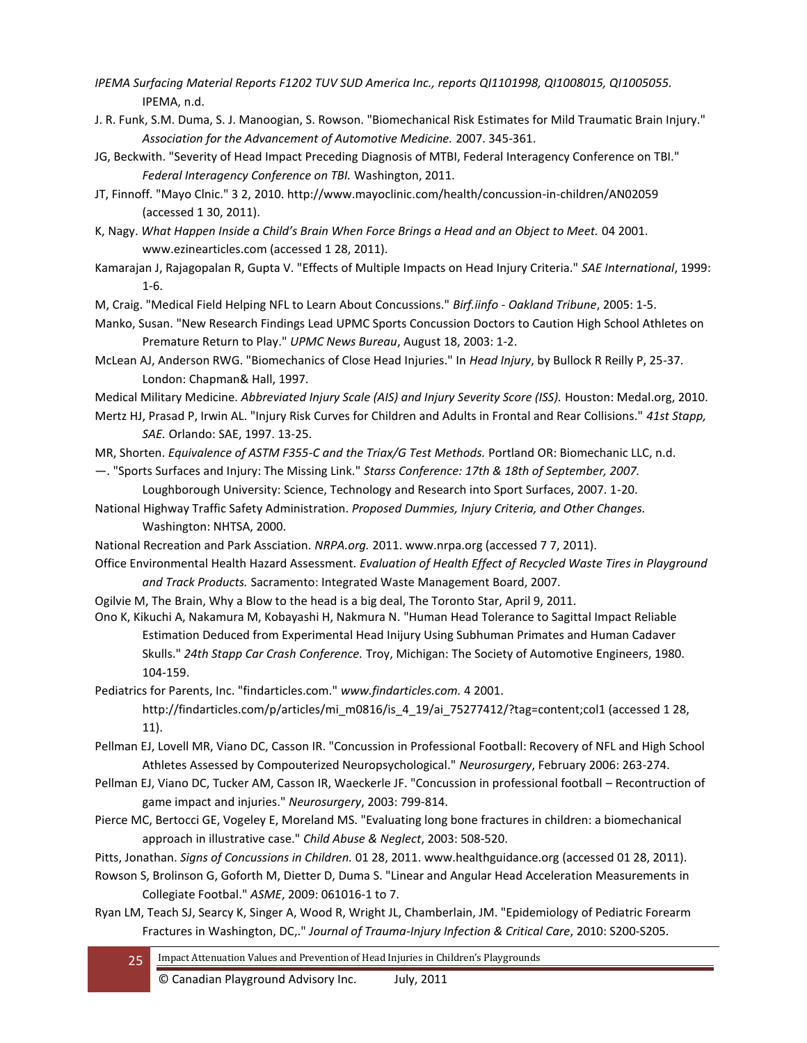*IPEMA Surfacing Material Reports F1202 TUV SUD America Inc., reports QI1101998, QI1008015, QI1005055.* IPEMA, n.d.

J. R. Funk, S.M. Duma, S. J. Manoogian, S. Rowson. "Biomechanical Risk Estimates for Mild Traumatic Brain Injury." *Association for the Advancement of Automotive Medicine.* 2007. 345-361.

JG, Beckwith. "Severity of Head Impact Preceding Diagnosis of MTBI, Federal Interagency Conference on TBI." *Federal Interagency Conference on TBI.* Washington, 2011.

JT, Finnoff. "Mayo Clnic." 3 2, 2010. http://www.mayoclinic.com/health/concussion-in-children/AN02059 (accessed 1 30, 2011).

K, Nagy. *What Happen Inside a Child's Brain When Force Brings a Head and an Object to Meet.* 04 2001. www.ezinearticles.com (accessed 1 28, 2011).

Kamarajan J, Rajagopalan R, Gupta V. "Effects of Multiple Impacts on Head Injury Criteria." *SAE International*, 1999: 1-6.

M, Craig. "Medical Field Helping NFL to Learn About Concussions." *Birf.iinfo - Oakland Tribune*, 2005: 1-5.

Manko, Susan. "New Research Findings Lead UPMC Sports Concussion Doctors to Caution High School Athletes on Premature Return to Play." *UPMC News Bureau*, August 18, 2003: 1-2.

McLean AJ, Anderson RWG. "Biomechanics of Close Head Injuries." In *Head Injury*, by Bullock R Reilly P, 25-37. London: Chapman& Hall, 1997.

Medical Military Medicine. *Abbreviated Injury Scale (AIS) and Injury Severity Score (ISS).* Houston: Medal.org, 2010.

Mertz HJ, Prasad P, Irwin AL. "Injury Risk Curves for Children and Adults in Frontal and Rear Collisions." *41st Stapp, SAE.* Orlando: SAE, 1997. 13-25.

MR, Shorten. *Equivalence of ASTM F355-C and the Triax/G Test Methods.* Portland OR: Biomechanic LLC, n.d.

—. "Sports Surfaces and Injury: The Missing Link." *Starss Conference: 17th & 18th of September, 2007.* Loughborough University: Science, Technology and Research into Sport Surfaces, 2007. 1-20.

National Highway Traffic Safety Administration. *Proposed Dummies, Injury Criteria, and Other Changes.* Washington: NHTSA, 2000.

National Recreation and Park Assciation. *NRPA.org.* 2011. www.nrpa.org (accessed 7 7, 2011).

Office Environmental Health Hazard Assessment. *Evaluation of Health Effect of Recycled Waste Tires in Playground and Track Products.* Sacramento: Integrated Waste Management Board, 2007.

Ogilvie M, The Brain, Why a Blow to the head is a big deal, The Toronto Star, April 9, 2011.

Ono K, Kikuchi A, Nakamura M, Kobayashi H, Nakmura N. "Human Head Tolerance to Sagittal Impact Reliable Estimation Deduced from Experimental Head Inijury Using Subhuman Primates and Human Cadaver Skulls." *24th Stapp Car Crash Conference.* Troy, Michigan: The Society of Automotive Engineers, 1980. 104-159.

Pediatrics for Parents, Inc. "findarticles.com." *www.findarticles.com.* 4 2001. http://findarticles.com/p/articles/mi_m0816/is_4_19/ai_75277412/?tag=content;col1 (accessed 1 28, 11).

Pellman EJ, Lovell MR, Viano DC, Casson IR. "Concussion in Professional Football: Recovery of NFL and High School Athletes Assessed by Compouterized Neuropsychological." *Neurosurgery*, February 2006: 263-274.

Pellman EJ, Viano DC, Tucker AM, Casson IR, Waeckerle JF. "Concussion in professional football – Recontruction of game impact and injuries." *Neurosurgery*, 2003: 799-814.

Pierce MC, Bertocci GE, Vogeley E, Moreland MS. "Evaluating long bone fractures in children: a biomechanical approach in illustrative case." *Child Abuse & Neglect*, 2003: 508-520.

Pitts, Jonathan. *Signs of Concussions in Children.* 01 28, 2011. www.healthguidance.org (accessed 01 28, 2011).

Rowson S, Brolinson G, Goforth M, Dietter D, Duma S. "Linear and Angular Head Acceleration Measurements in Collegiate Footbal." *ASME*, 2009: 061016-1 to 7.

Ryan LM, Teach SJ, Searcy K, Singer A, Wood R, Wright JL, Chamberlain, JM. "Epidemiology of Pediatric Forearm Fractures in Washington, DC,." *Journal of Trauma-Injury Infection & Critical Care*, 2010: S200-S205.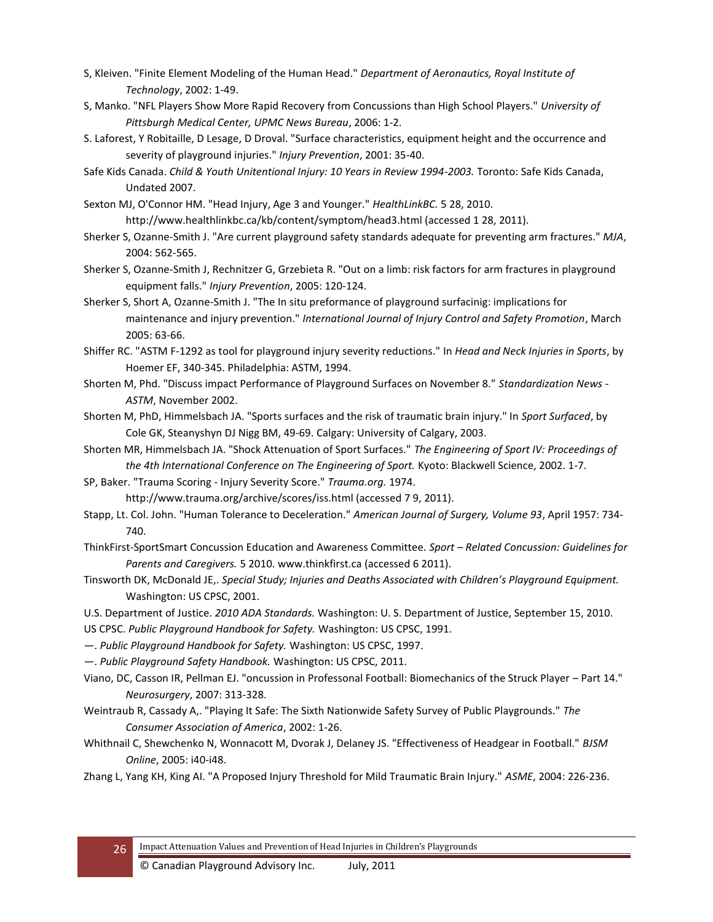S, Kleiven. "Finite Element Modeling of the Human Head." *Department of Aeronautics, Royal Institute of Technology*, 2002: 1-49.

S, Manko. "NFL Players Show More Rapid Recovery from Concussions than High School Players." *University of Pittsburgh Medical Center, UPMC News Bureau*, 2006: 1-2.

S. Laforest, Y Robitaille, D Lesage, D Droval. "Surface characteristics, equipment height and the occurrence and severity of playground injuries." *Injury Prevention*, 2001: 35-40.

Safe Kids Canada. *Child & Youth Unitentional Injury: 10 Years in Review 1994-2003.* Toronto: Safe Kids Canada, Undated 2007.

Sexton MJ, O'Connor HM. "Head Injury, Age 3 and Younger." *HealthLinkBC.* 5 28, 2010. http://www.healthlinkbc.ca/kb/content/symptom/head3.html (accessed 1 28, 2011).

Sherker S, Ozanne-Smith J. "Are current playground safety standards adequate for preventing arm fractures." *MJA*, 2004: 562-565.

Sherker S, Ozanne-Smith J, Rechnitzer G, Grzebieta R. "Out on a limb: risk factors for arm fractures in playground equipment falls." *Injury Prevention*, 2005: 120-124.

Sherker S, Short A, Ozanne-Smith J. "The In situ preformance of playground surfacinig: implications for maintenance and injury prevention." *International Journal of Injury Control and Safety Promotion*, March 2005: 63-66.

Shiffer RC. "ASTM F-1292 as tool for playground injury severity reductions." In *Head and Neck Injuries in Sports*, by Hoemer EF, 340-345. Philadelphia: ASTM, 1994.

Shorten M, Phd. "Discuss impact Performance of Playground Surfaces on November 8." *Standardization News - ASTM*, November 2002.

Shorten M, PhD, Himmelsbach JA. "Sports surfaces and the risk of traumatic brain injury." In *Sport Surfaced*, by Cole GK, Steanyshyn DJ Nigg BM, 49-69. Calgary: University of Calgary, 2003.

Shorten MR, Himmelsbach JA. "Shock Attenuation of Sport Surfaces." *The Engineering of Sport IV: Proceedings of the 4th International Conference on The Engineering of Sport.* Kyoto: Blackwell Science, 2002. 1-7.

SP, Baker. "Trauma Scoring - Injury Severity Score." *Trauma.org.* 1974. http://www.trauma.org/archive/scores/iss.html (accessed 7 9, 2011).

Stapp, Lt. Col. John. "Human Tolerance to Deceleration." *American Journal of Surgery, Volume 93*, April 1957: 734-740.

ThinkFirst-SportSmart Concussion Education and Awareness Committee. *Sport – Related Concussion: Guidelines for Parents and Caregivers.* 5 2010. www.thinkfirst.ca (accessed 6 2011).

Tinsworth DK, McDonald JE,. *Special Study; Injuries and Deaths Associated with Children's Playground Equipment.* Washington: US CPSC, 2001.

U.S. Department of Justice. *2010 ADA Standards.* Washington: U. S. Department of Justice, September 15, 2010.

US CPSC. *Public Playground Handbook for Safety.* Washington: US CPSC, 1991.

—. *Public Playground Handbook for Safety.* Washington: US CPSC, 1997.

—. *Public Playground Safety Handbook.* Washington: US CPSC, 2011.

Viano, DC, Casson IR, Pellman EJ. "oncussion in Professonal Football: Biomechanics of the Struck Player – Part 14." *Neurosurgery*, 2007: 313-328.

Weintraub R, Cassady A,. "Playing It Safe: The Sixth Nationwide Safety Survey of Public Playgrounds." *The Consumer Association of America*, 2002: 1-26.

Whithnail C, Shewchenko N, Wonnacott M, Dvorak J, Delaney JS. "Effectiveness of Headgear in Football." *BJSM Online*, 2005: i40-i48.

Zhang L, Yang KH, King AI. "A Proposed Injury Threshold for Mild Traumatic Brain Injury." *ASME*, 2004: 226-236.